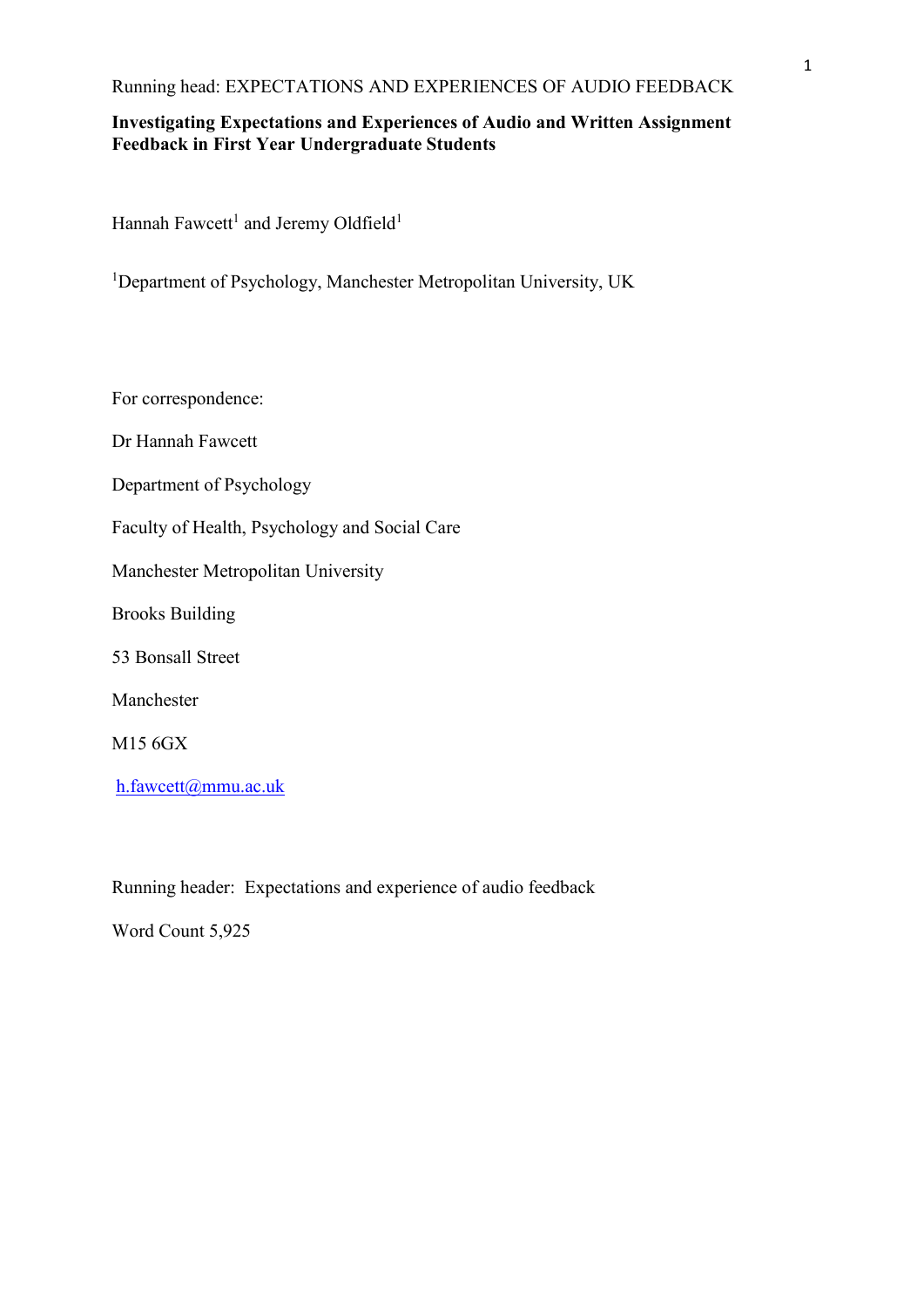# Investigating Expectations and Experiences of Audio and Written Assignment Feedback in First Year Undergraduate Students

Hannah Fawcett[1] and Jeremy Oldfield[1]

[1]Department of Psychology, Manchester Metropolitan University, UK

For correspondence:

Dr Hannah Fawcett

Department of Psychology

Faculty of Health, Psychology and Social Care

Manchester Metropolitan University

Brooks Building

53 Bonsall Street

Manchester

M15 6GX

h.fawcett@mmu.ac.uk

Running header: Expectations and experience of audio feedback

Word Count 5,925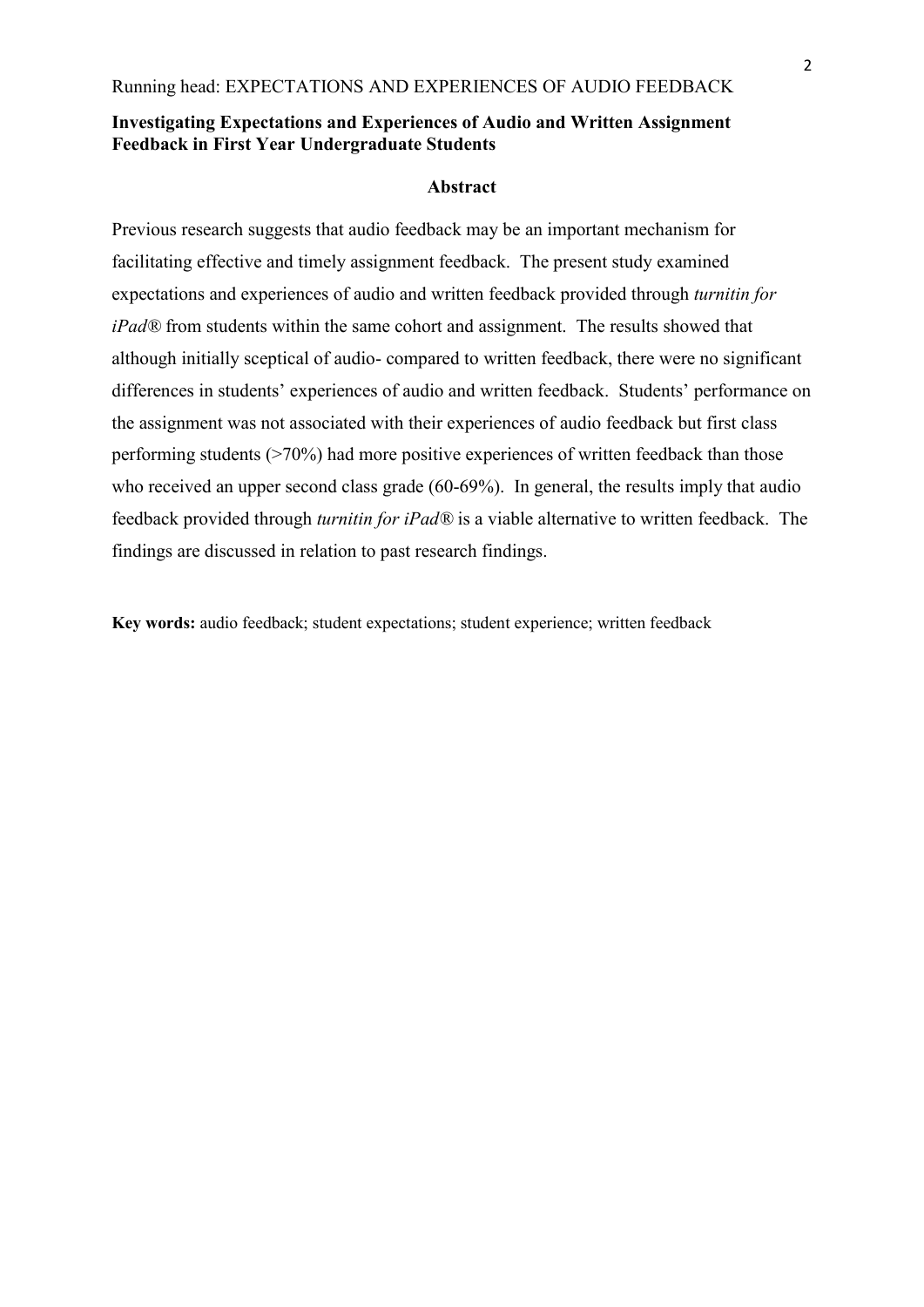**Investigating Expectations and Experiences of Audio and Written Assignment Feedback in First Year Undergraduate Students**

## Abstract

Previous research suggests that audio feedback may be an important mechanism for facilitating effective and timely assignment feedback. The present study examined expectations and experiences of audio and written feedback provided through *turnitin for iPad®* from students within the same cohort and assignment. The results showed that although initially sceptical of audio- compared to written feedback, there were no significant differences in students' experiences of audio and written feedback. Students' performance on the assignment was not associated with their experiences of audio feedback but first class performing students (>70%) had more positive experiences of written feedback than those who received an upper second class grade (60-69%). In general, the results imply that audio feedback provided through *turnitin for iPad®* is a viable alternative to written feedback. The findings are discussed in relation to past research findings.

**Key words:** audio feedback; student expectations; student experience; written feedback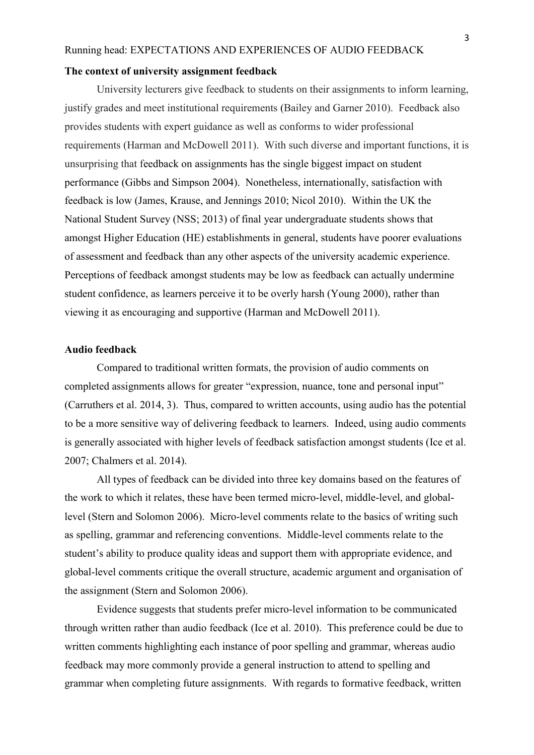**The context of university assignment feedback**

University lecturers give feedback to students on their assignments to inform learning, justify grades and meet institutional requirements (Bailey and Garner 2010). Feedback also provides students with expert guidance as well as conforms to wider professional requirements (Harman and McDowell 2011). With such diverse and important functions, it is unsurprising that feedback on assignments has the single biggest impact on student performance (Gibbs and Simpson 2004). Nonetheless, internationally, satisfaction with feedback is low (James, Krause, and Jennings 2010; Nicol 2010). Within the UK the National Student Survey (NSS; 2013) of final year undergraduate students shows that amongst Higher Education (HE) establishments in general, students have poorer evaluations of assessment and feedback than any other aspects of the university academic experience. Perceptions of feedback amongst students may be low as feedback can actually undermine student confidence, as learners perceive it to be overly harsh (Young 2000), rather than viewing it as encouraging and supportive (Harman and McDowell 2011).

**Audio feedback**

Compared to traditional written formats, the provision of audio comments on completed assignments allows for greater "expression, nuance, tone and personal input" (Carruthers et al. 2014, 3). Thus, compared to written accounts, using audio has the potential to be a more sensitive way of delivering feedback to learners. Indeed, using audio comments is generally associated with higher levels of feedback satisfaction amongst students (Ice et al. 2007; Chalmers et al. 2014).

All types of feedback can be divided into three key domains based on the features of the work to which it relates, these have been termed micro-level, middle-level, and global-level (Stern and Solomon 2006). Micro-level comments relate to the basics of writing such as spelling, grammar and referencing conventions. Middle-level comments relate to the student's ability to produce quality ideas and support them with appropriate evidence, and global-level comments critique the overall structure, academic argument and organisation of the assignment (Stern and Solomon 2006).

Evidence suggests that students prefer micro-level information to be communicated through written rather than audio feedback (Ice et al. 2010). This preference could be due to written comments highlighting each instance of poor spelling and grammar, whereas audio feedback may more commonly provide a general instruction to attend to spelling and grammar when completing future assignments. With regards to formative feedback, written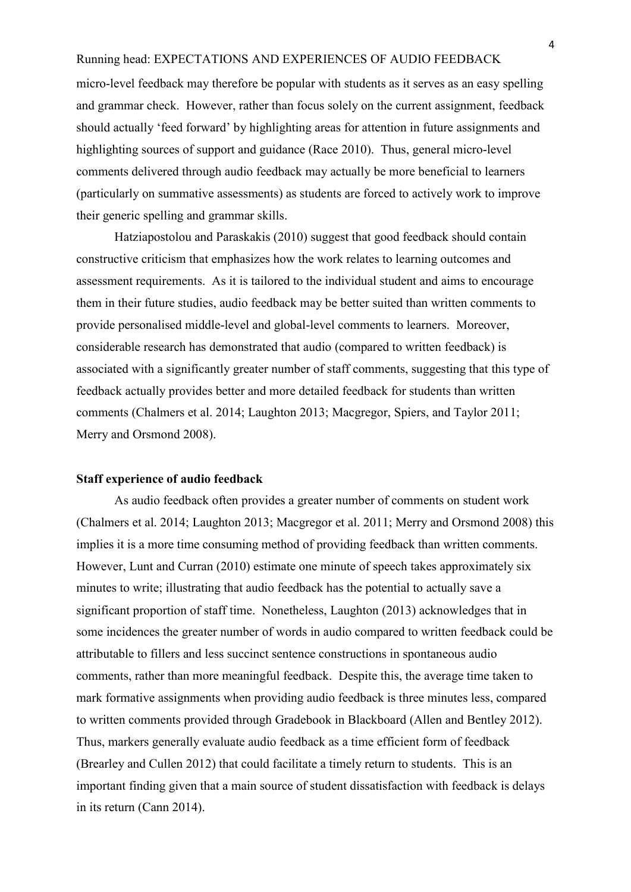micro-level feedback may therefore be popular with students as it serves as an easy spelling and grammar check. However, rather than focus solely on the current assignment, feedback should actually 'feed forward' by highlighting areas for attention in future assignments and highlighting sources of support and guidance (Race 2010). Thus, general micro-level comments delivered through audio feedback may actually be more beneficial to learners (particularly on summative assessments) as students are forced to actively work to improve their generic spelling and grammar skills.

Hatziapostolou and Paraskakis (2010) suggest that good feedback should contain constructive criticism that emphasizes how the work relates to learning outcomes and assessment requirements. As it is tailored to the individual student and aims to encourage them in their future studies, audio feedback may be better suited than written comments to provide personalised middle-level and global-level comments to learners. Moreover, considerable research has demonstrated that audio (compared to written feedback) is associated with a significantly greater number of staff comments, suggesting that this type of feedback actually provides better and more detailed feedback for students than written comments (Chalmers et al. 2014; Laughton 2013; Macgregor, Spiers, and Taylor 2011; Merry and Orsmond 2008).

**Staff experience of audio feedback**

As audio feedback often provides a greater number of comments on student work (Chalmers et al. 2014; Laughton 2013; Macgregor et al. 2011; Merry and Orsmond 2008) this implies it is a more time consuming method of providing feedback than written comments. However, Lunt and Curran (2010) estimate one minute of speech takes approximately six minutes to write; illustrating that audio feedback has the potential to actually save a significant proportion of staff time. Nonetheless, Laughton (2013) acknowledges that in some incidences the greater number of words in audio compared to written feedback could be attributable to fillers and less succinct sentence constructions in spontaneous audio comments, rather than more meaningful feedback. Despite this, the average time taken to mark formative assignments when providing audio feedback is three minutes less, compared to written comments provided through Gradebook in Blackboard (Allen and Bentley 2012). Thus, markers generally evaluate audio feedback as a time efficient form of feedback (Brearley and Cullen 2012) that could facilitate a timely return to students. This is an important finding given that a main source of student dissatisfaction with feedback is delays in its return (Cann 2014).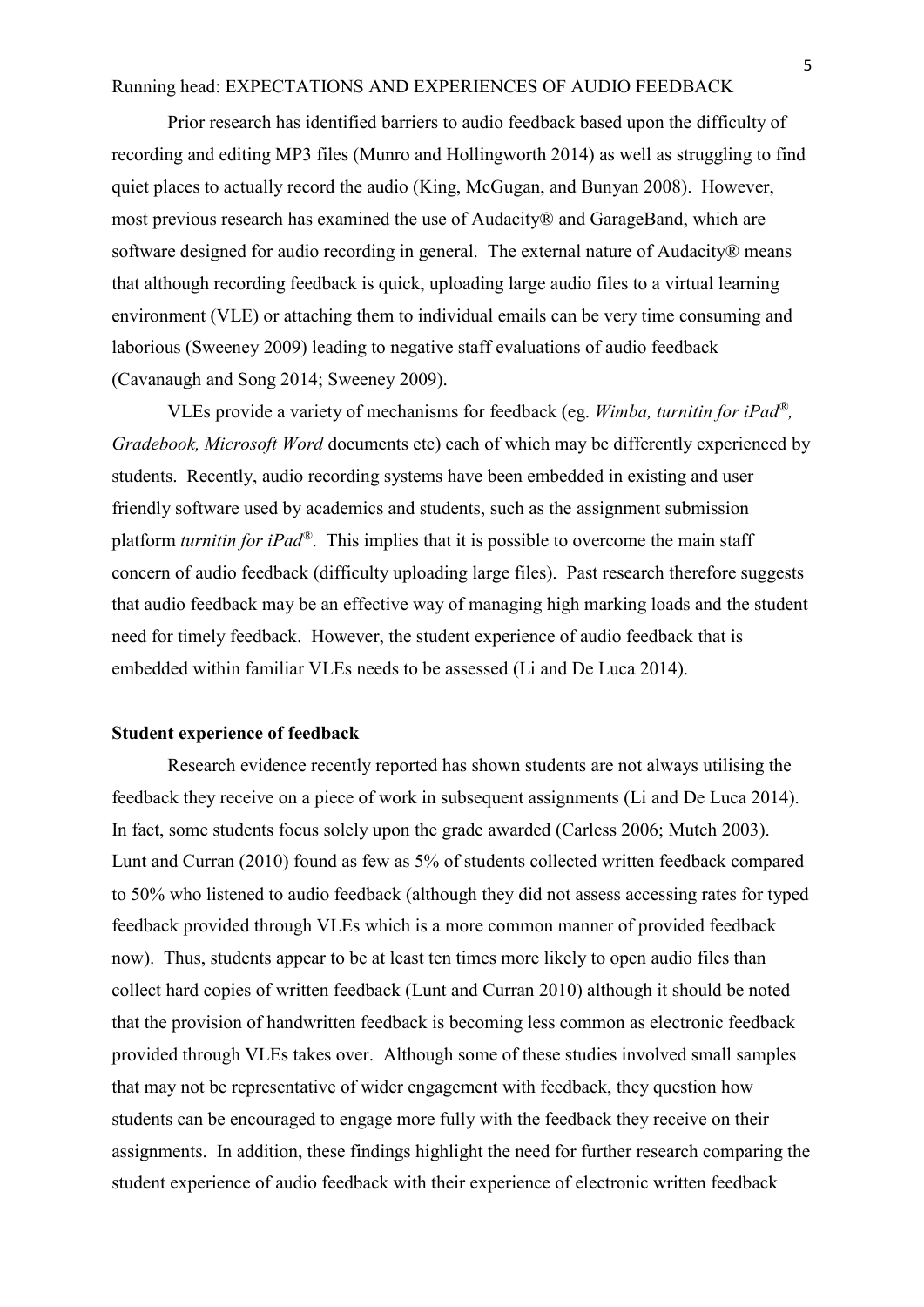Prior research has identified barriers to audio feedback based upon the difficulty of recording and editing MP3 files (Munro and Hollingworth 2014) as well as struggling to find quiet places to actually record the audio (King, McGugan, and Bunyan 2008). However, most previous research has examined the use of Audacity® and GarageBand, which are software designed for audio recording in general. The external nature of Audacity® means that although recording feedback is quick, uploading large audio files to a virtual learning environment (VLE) or attaching them to individual emails can be very time consuming and laborious (Sweeney 2009) leading to negative staff evaluations of audio feedback (Cavanaugh and Song 2014; Sweeney 2009).

VLEs provide a variety of mechanisms for feedback (eg. *Wimba, turnitin for iPad®, Gradebook, Microsoft Word* documents etc) each of which may be differently experienced by students. Recently, audio recording systems have been embedded in existing and user friendly software used by academics and students, such as the assignment submission platform *turnitin for iPad®*. This implies that it is possible to overcome the main staff concern of audio feedback (difficulty uploading large files). Past research therefore suggests that audio feedback may be an effective way of managing high marking loads and the student need for timely feedback. However, the student experience of audio feedback that is embedded within familiar VLEs needs to be assessed (Li and De Luca 2014).

**Student experience of feedback**

Research evidence recently reported has shown students are not always utilising the feedback they receive on a piece of work in subsequent assignments (Li and De Luca 2014). In fact, some students focus solely upon the grade awarded (Carless 2006; Mutch 2003). Lunt and Curran (2010) found as few as 5% of students collected written feedback compared to 50% who listened to audio feedback (although they did not assess accessing rates for typed feedback provided through VLEs which is a more common manner of provided feedback now). Thus, students appear to be at least ten times more likely to open audio files than collect hard copies of written feedback (Lunt and Curran 2010) although it should be noted that the provision of handwritten feedback is becoming less common as electronic feedback provided through VLEs takes over. Although some of these studies involved small samples that may not be representative of wider engagement with feedback, they question how students can be encouraged to engage more fully with the feedback they receive on their assignments. In addition, these findings highlight the need for further research comparing the student experience of audio feedback with their experience of electronic written feedback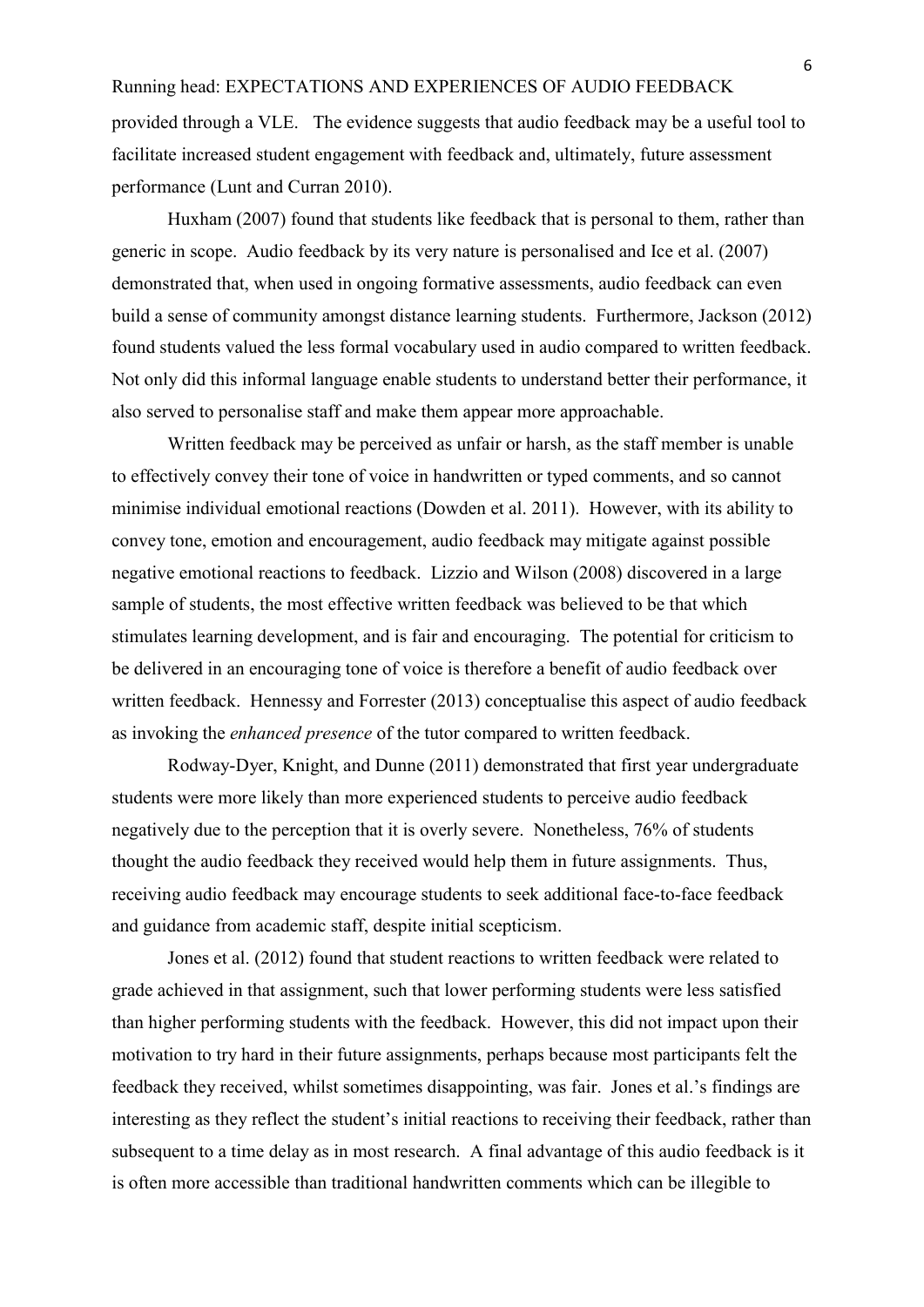provided through a VLE. The evidence suggests that audio feedback may be a useful tool to facilitate increased student engagement with feedback and, ultimately, future assessment performance (Lunt and Curran 2010).

Huxham (2007) found that students like feedback that is personal to them, rather than generic in scope. Audio feedback by its very nature is personalised and Ice et al. (2007) demonstrated that, when used in ongoing formative assessments, audio feedback can even build a sense of community amongst distance learning students. Furthermore, Jackson (2012) found students valued the less formal vocabulary used in audio compared to written feedback. Not only did this informal language enable students to understand better their performance, it also served to personalise staff and make them appear more approachable.

Written feedback may be perceived as unfair or harsh, as the staff member is unable to effectively convey their tone of voice in handwritten or typed comments, and so cannot minimise individual emotional reactions (Dowden et al. 2011). However, with its ability to convey tone, emotion and encouragement, audio feedback may mitigate against possible negative emotional reactions to feedback. Lizzio and Wilson (2008) discovered in a large sample of students, the most effective written feedback was believed to be that which stimulates learning development, and is fair and encouraging. The potential for criticism to be delivered in an encouraging tone of voice is therefore a benefit of audio feedback over written feedback. Hennessy and Forrester (2013) conceptualise this aspect of audio feedback as invoking the *enhanced presence* of the tutor compared to written feedback.

Rodway-Dyer, Knight, and Dunne (2011) demonstrated that first year undergraduate students were more likely than more experienced students to perceive audio feedback negatively due to the perception that it is overly severe. Nonetheless, 76% of students thought the audio feedback they received would help them in future assignments. Thus, receiving audio feedback may encourage students to seek additional face-to-face feedback and guidance from academic staff, despite initial scepticism.

Jones et al. (2012) found that student reactions to written feedback were related to grade achieved in that assignment, such that lower performing students were less satisfied than higher performing students with the feedback. However, this did not impact upon their motivation to try hard in their future assignments, perhaps because most participants felt the feedback they received, whilst sometimes disappointing, was fair. Jones et al.'s findings are interesting as they reflect the student's initial reactions to receiving their feedback, rather than subsequent to a time delay as in most research. A final advantage of this audio feedback is it is often more accessible than traditional handwritten comments which can be illegible to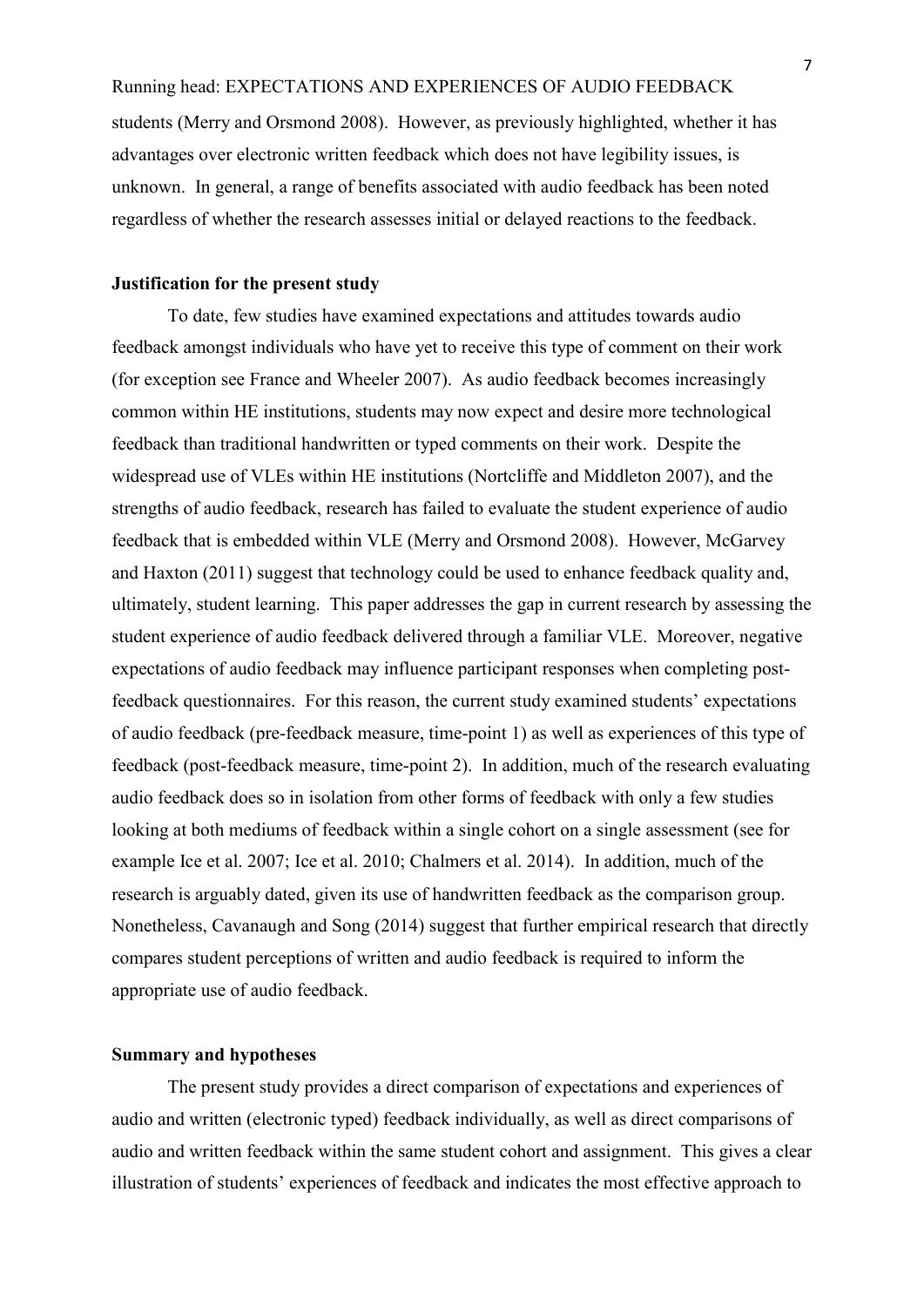students (Merry and Orsmond 2008). However, as previously highlighted, whether it has advantages over electronic written feedback which does not have legibility issues, is unknown. In general, a range of benefits associated with audio feedback has been noted regardless of whether the research assesses initial or delayed reactions to the feedback.

**Justification for the present study**

To date, few studies have examined expectations and attitudes towards audio feedback amongst individuals who have yet to receive this type of comment on their work (for exception see France and Wheeler 2007). As audio feedback becomes increasingly common within HE institutions, students may now expect and desire more technological feedback than traditional handwritten or typed comments on their work. Despite the widespread use of VLEs within HE institutions (Nortcliffe and Middleton 2007), and the strengths of audio feedback, research has failed to evaluate the student experience of audio feedback that is embedded within VLE (Merry and Orsmond 2008). However, McGarvey and Haxton (2011) suggest that technology could be used to enhance feedback quality and, ultimately, student learning. This paper addresses the gap in current research by assessing the student experience of audio feedback delivered through a familiar VLE. Moreover, negative expectations of audio feedback may influence participant responses when completing post-feedback questionnaires. For this reason, the current study examined students' expectations of audio feedback (pre-feedback measure, time-point 1) as well as experiences of this type of feedback (post-feedback measure, time-point 2). In addition, much of the research evaluating audio feedback does so in isolation from other forms of feedback with only a few studies looking at both mediums of feedback within a single cohort on a single assessment (see for example Ice et al. 2007; Ice et al. 2010; Chalmers et al. 2014). In addition, much of the research is arguably dated, given its use of handwritten feedback as the comparison group. Nonetheless, Cavanaugh and Song (2014) suggest that further empirical research that directly compares student perceptions of written and audio feedback is required to inform the appropriate use of audio feedback.

**Summary and hypotheses**

The present study provides a direct comparison of expectations and experiences of audio and written (electronic typed) feedback individually, as well as direct comparisons of audio and written feedback within the same student cohort and assignment. This gives a clear illustration of students' experiences of feedback and indicates the most effective approach to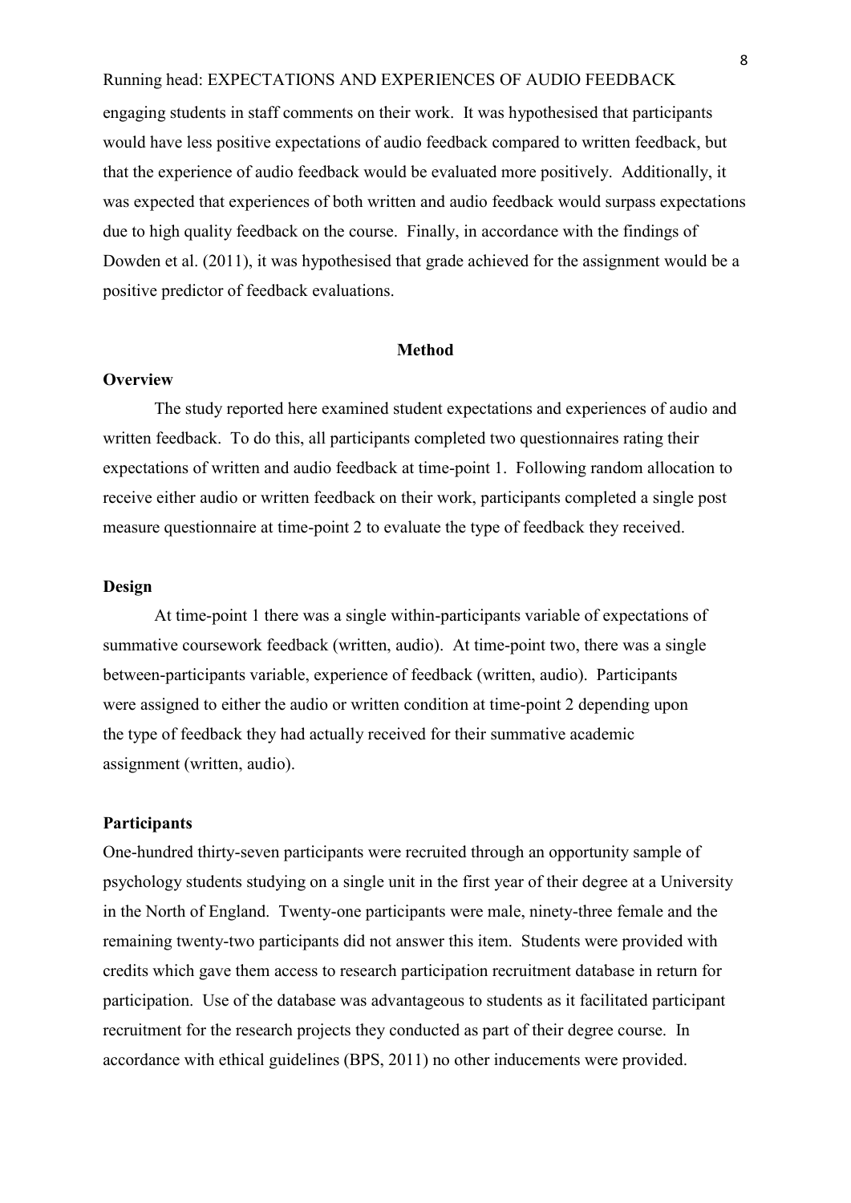engaging students in staff comments on their work. It was hypothesised that participants would have less positive expectations of audio feedback compared to written feedback, but that the experience of audio feedback would be evaluated more positively. Additionally, it was expected that experiences of both written and audio feedback would surpass expectations due to high quality feedback on the course. Finally, in accordance with the findings of Dowden et al. (2011), it was hypothesised that grade achieved for the assignment would be a positive predictor of feedback evaluations.

## Method

### Overview

The study reported here examined student expectations and experiences of audio and written feedback. To do this, all participants completed two questionnaires rating their expectations of written and audio feedback at time-point 1. Following random allocation to receive either audio or written feedback on their work, participants completed a single post measure questionnaire at time-point 2 to evaluate the type of feedback they received.

### Design

At time-point 1 there was a single within-participants variable of expectations of summative coursework feedback (written, audio). At time-point two, there was a single between-participants variable, experience of feedback (written, audio). Participants were assigned to either the audio or written condition at time-point 2 depending upon the type of feedback they had actually received for their summative academic assignment (written, audio).

### Participants

One-hundred thirty-seven participants were recruited through an opportunity sample of psychology students studying on a single unit in the first year of their degree at a University in the North of England. Twenty-one participants were male, ninety-three female and the remaining twenty-two participants did not answer this item. Students were provided with credits which gave them access to research participation recruitment database in return for participation. Use of the database was advantageous to students as it facilitated participant recruitment for the research projects they conducted as part of their degree course. In accordance with ethical guidelines (BPS, 2011) no other inducements were provided.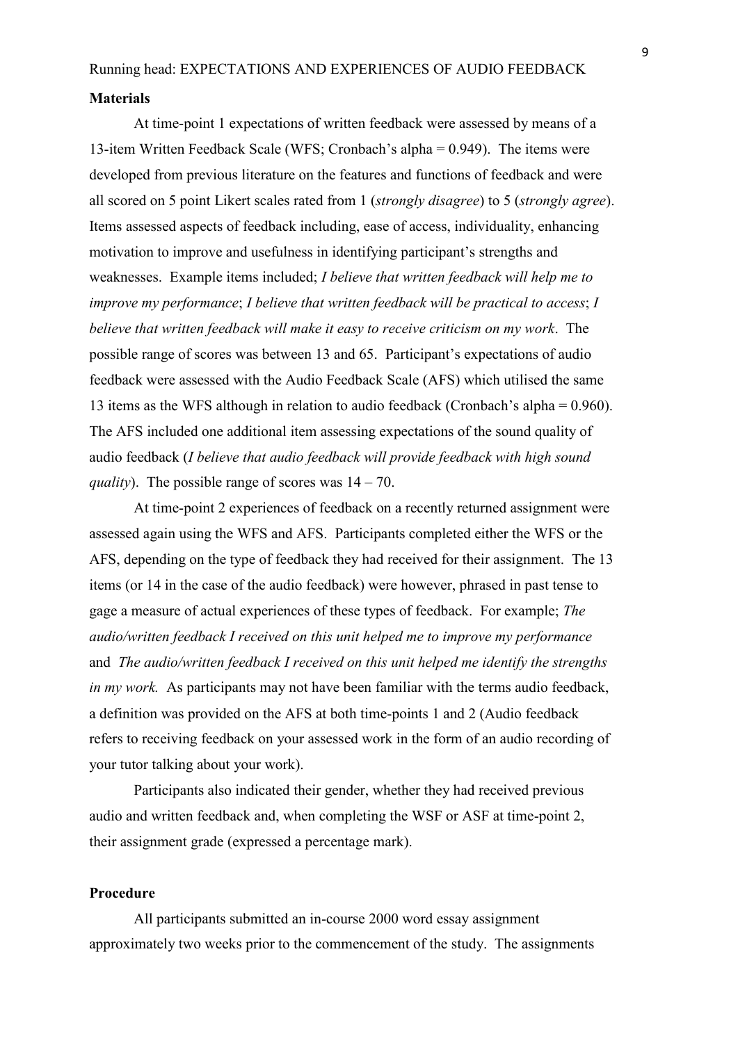**Materials**

At time-point 1 expectations of written feedback were assessed by means of a 13-item Written Feedback Scale (WFS; Cronbach's alpha = 0.949). The items were developed from previous literature on the features and functions of feedback and were all scored on 5 point Likert scales rated from 1 (*strongly disagree*) to 5 (*strongly agree*). Items assessed aspects of feedback including, ease of access, individuality, enhancing motivation to improve and usefulness in identifying participant's strengths and weaknesses. Example items included; *I believe that written feedback will help me to improve my performance*; *I believe that written feedback will be practical to access*; *I believe that written feedback will make it easy to receive criticism on my work*. The possible range of scores was between 13 and 65. Participant's expectations of audio feedback were assessed with the Audio Feedback Scale (AFS) which utilised the same 13 items as the WFS although in relation to audio feedback (Cronbach's alpha = 0.960). The AFS included one additional item assessing expectations of the sound quality of audio feedback (*I believe that audio feedback will provide feedback with high sound quality*). The possible range of scores was 14 – 70.

At time-point 2 experiences of feedback on a recently returned assignment were assessed again using the WFS and AFS. Participants completed either the WFS or the AFS, depending on the type of feedback they had received for their assignment. The 13 items (or 14 in the case of the audio feedback) were however, phrased in past tense to gage a measure of actual experiences of these types of feedback. For example; *The audio/written feedback I received on this unit helped me to improve my performance* and *The audio/written feedback I received on this unit helped me identify the strengths in my work.* As participants may not have been familiar with the terms audio feedback, a definition was provided on the AFS at both time-points 1 and 2 (Audio feedback refers to receiving feedback on your assessed work in the form of an audio recording of your tutor talking about your work).

Participants also indicated their gender, whether they had received previous audio and written feedback and, when completing the WSF or ASF at time-point 2, their assignment grade (expressed a percentage mark).

**Procedure**

All participants submitted an in-course 2000 word essay assignment approximately two weeks prior to the commencement of the study. The assignments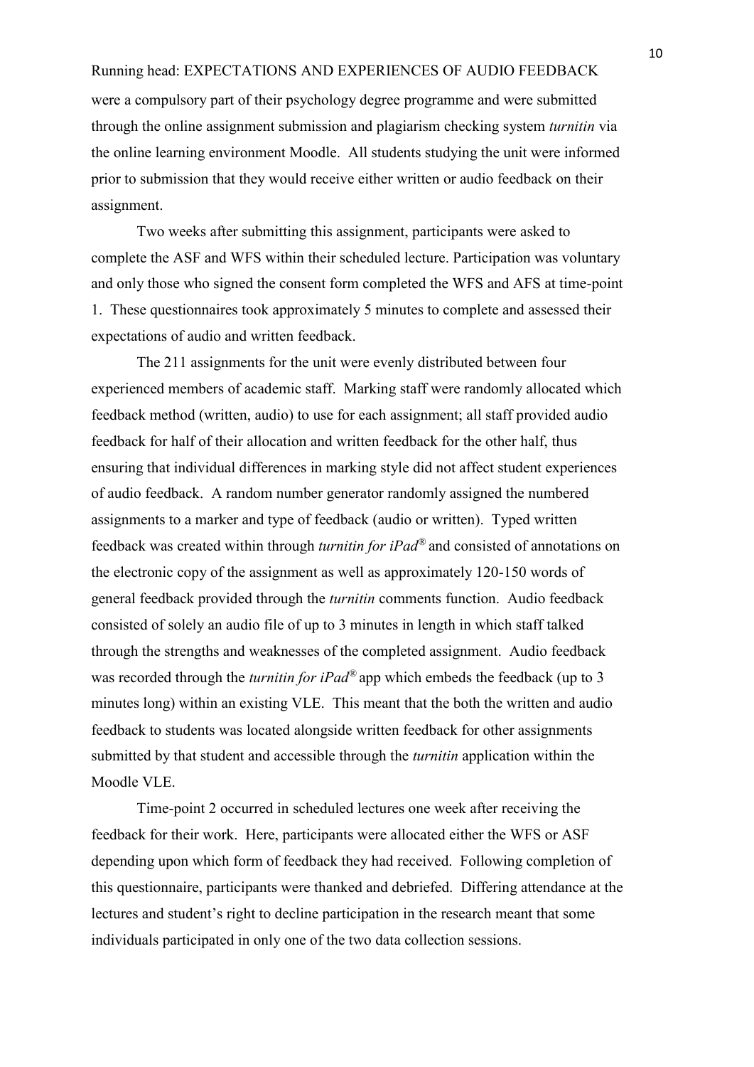were a compulsory part of their psychology degree programme and were submitted through the online assignment submission and plagiarism checking system *turnitin* via the online learning environment Moodle. All students studying the unit were informed prior to submission that they would receive either written or audio feedback on their assignment.

Two weeks after submitting this assignment, participants were asked to complete the ASF and WFS within their scheduled lecture. Participation was voluntary and only those who signed the consent form completed the WFS and AFS at time-point 1. These questionnaires took approximately 5 minutes to complete and assessed their expectations of audio and written feedback.

The 211 assignments for the unit were evenly distributed between four experienced members of academic staff. Marking staff were randomly allocated which feedback method (written, audio) to use for each assignment; all staff provided audio feedback for half of their allocation and written feedback for the other half, thus ensuring that individual differences in marking style did not affect student experiences of audio feedback. A random number generator randomly assigned the numbered assignments to a marker and type of feedback (audio or written). Typed written feedback was created within through *turnitin for iPad*® and consisted of annotations on the electronic copy of the assignment as well as approximately 120-150 words of general feedback provided through the *turnitin* comments function. Audio feedback consisted of solely an audio file of up to 3 minutes in length in which staff talked through the strengths and weaknesses of the completed assignment. Audio feedback was recorded through the *turnitin for iPad*® app which embeds the feedback (up to 3 minutes long) within an existing VLE. This meant that the both the written and audio feedback to students was located alongside written feedback for other assignments submitted by that student and accessible through the *turnitin* application within the Moodle VLE.

Time-point 2 occurred in scheduled lectures one week after receiving the feedback for their work. Here, participants were allocated either the WFS or ASF depending upon which form of feedback they had received. Following completion of this questionnaire, participants were thanked and debriefed. Differing attendance at the lectures and student's right to decline participation in the research meant that some individuals participated in only one of the two data collection sessions.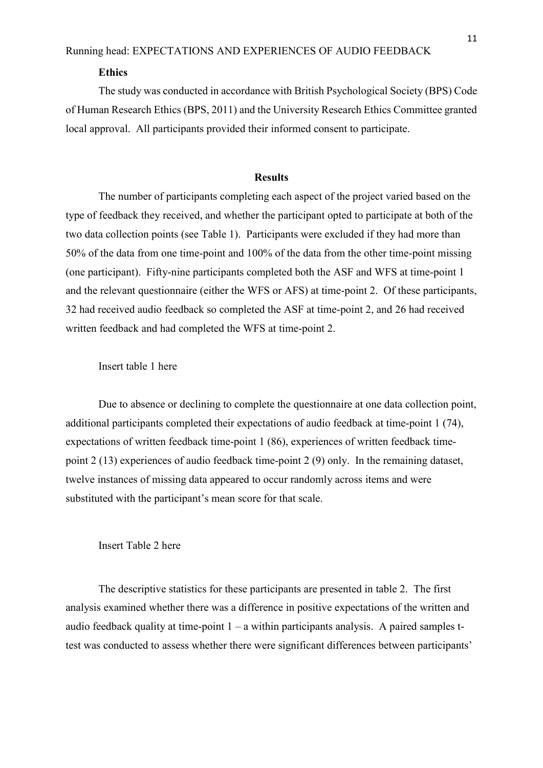**Ethics**

The study was conducted in accordance with British Psychological Society (BPS) Code of Human Research Ethics (BPS, 2011) and the University Research Ethics Committee granted local approval. All participants provided their informed consent to participate.

## Results

The number of participants completing each aspect of the project varied based on the type of feedback they received, and whether the participant opted to participate at both of the two data collection points (see Table 1). Participants were excluded if they had more than 50% of the data from one time-point and 100% of the data from the other time-point missing (one participant). Fifty-nine participants completed both the ASF and WFS at time-point 1 and the relevant questionnaire (either the WFS or AFS) at time-point 2. Of these participants, 32 had received audio feedback so completed the ASF at time-point 2, and 26 had received written feedback and had completed the WFS at time-point 2.

Insert table 1 here

Due to absence or declining to complete the questionnaire at one data collection point, additional participants completed their expectations of audio feedback at time-point 1 (74), expectations of written feedback time-point 1 (86), experiences of written feedback time-point 2 (13) experiences of audio feedback time-point 2 (9) only. In the remaining dataset, twelve instances of missing data appeared to occur randomly across items and were substituted with the participant's mean score for that scale.

Insert Table 2 here

The descriptive statistics for these participants are presented in table 2. The first analysis examined whether there was a difference in positive expectations of the written and audio feedback quality at time-point 1 – a within participants analysis. A paired samples t-test was conducted to assess whether there were significant differences between participants'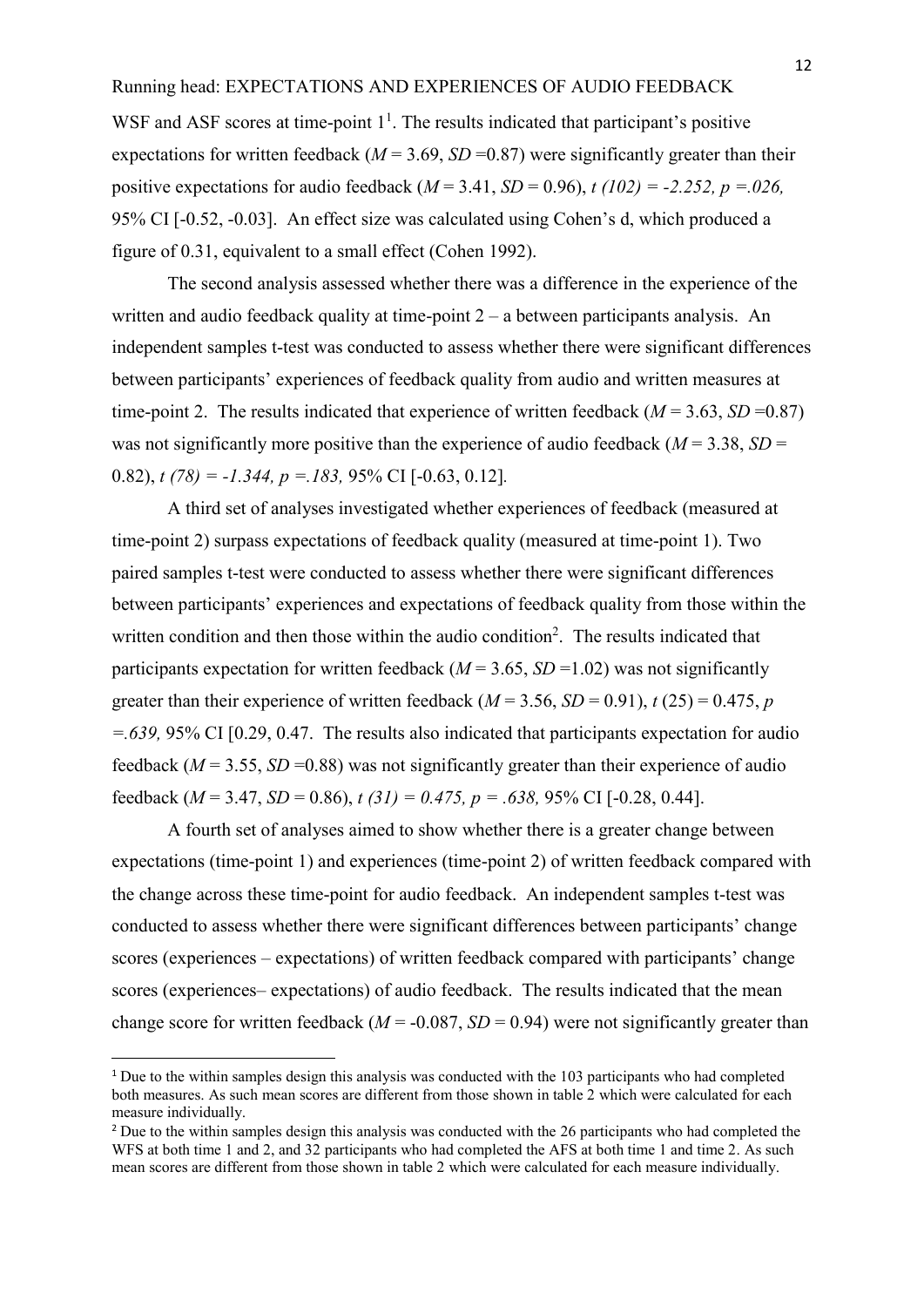WSF and ASF scores at time-point 1[1]. The results indicated that participant's positive expectations for written feedback ($M = 3.69$, $SD = 0.87$) were significantly greater than their positive expectations for audio feedback ($M = 3.41$, $SD = 0.96$), $t\ (102) = -2.252,\ p = .026$, 95% CI [-0.52, -0.03]. An effect size was calculated using Cohen's d, which produced a figure of 0.31, equivalent to a small effect (Cohen 1992).

The second analysis assessed whether there was a difference in the experience of the written and audio feedback quality at time-point 2 – a between participants analysis. An independent samples t-test was conducted to assess whether there were significant differences between participants' experiences of feedback quality from audio and written measures at time-point 2. The results indicated that experience of written feedback ($M = 3.63$, $SD = 0.87$) was not significantly more positive than the experience of audio feedback ($M = 3.38$, $SD = 0.82$), $t\ (78) = -1.344,\ p = .183$, 95% CI [-0.63, 0.12].

A third set of analyses investigated whether experiences of feedback (measured at time-point 2) surpass expectations of feedback quality (measured at time-point 1). Two paired samples t-test were conducted to assess whether there were significant differences between participants' experiences and expectations of feedback quality from those within the written condition and then those within the audio condition[2]. The results indicated that participants expectation for written feedback ($M = 3.65$, $SD = 1.02$) was not significantly greater than their experience of written feedback ($M = 3.56$, $SD = 0.91$), $t\ (25) = 0.475$, $p = .639$, 95% CI [0.29, 0.47. The results also indicated that participants expectation for audio feedback ($M = 3.55$, $SD = 0.88$) was not significantly greater than their experience of audio feedback ($M = 3.47$, $SD = 0.86$), $t\ (31) = 0.475,\ p = .638$, 95% CI [-0.28, 0.44].

A fourth set of analyses aimed to show whether there is a greater change between expectations (time-point 1) and experiences (time-point 2) of written feedback compared with the change across these time-point for audio feedback. An independent samples t-test was conducted to assess whether there were significant differences between participants' change scores (experiences – expectations) of written feedback compared with participants' change scores (experiences– expectations) of audio feedback. The results indicated that the mean change score for written feedback ($M = -0.087$, $SD = 0.94$) were not significantly greater than

---

[1] Due to the within samples design this analysis was conducted with the 103 participants who had completed both measures. As such mean scores are different from those shown in table 2 which were calculated for each measure individually.

[2] Due to the within samples design this analysis was conducted with the 26 participants who had completed the WFS at both time 1 and 2, and 32 participants who had completed the AFS at both time 1 and time 2. As such mean scores are different from those shown in table 2 which were calculated for each measure individually.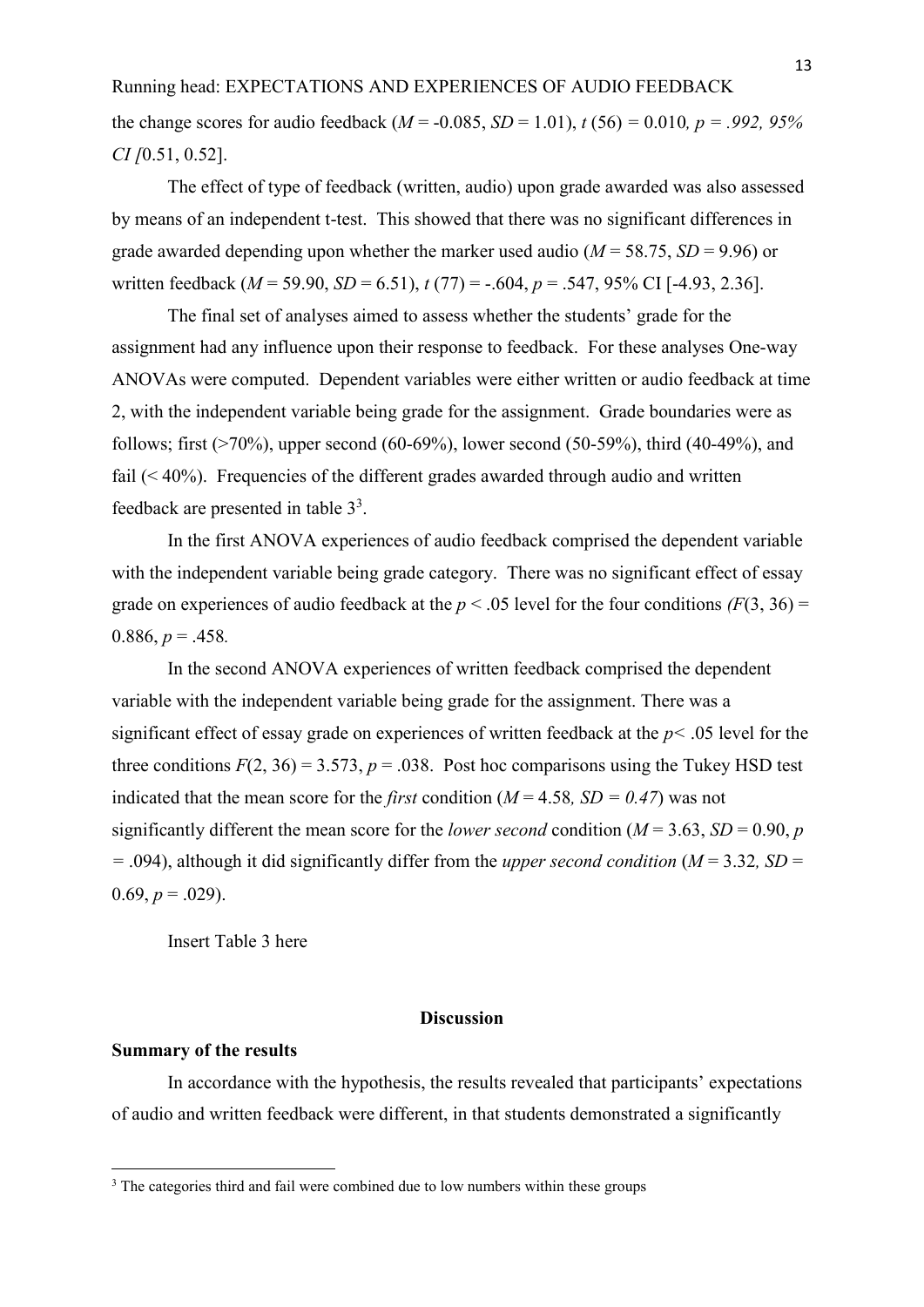the change scores for audio feedback (*M* = -0.085, *SD* = 1.01), *t* (56) = 0.010*, p = .992, 95% CI [*0.51, 0.52].

The effect of type of feedback (written, audio) upon grade awarded was also assessed by means of an independent t-test. This showed that there was no significant differences in grade awarded depending upon whether the marker used audio (*M* = 58.75, *SD* = 9.96) or written feedback (*M* = 59.90, *SD* = 6.51), *t* (77) = -.604, *p* = .547, 95% CI [-4.93, 2.36].

The final set of analyses aimed to assess whether the students' grade for the assignment had any influence upon their response to feedback. For these analyses One-way ANOVAs were computed. Dependent variables were either written or audio feedback at time 2, with the independent variable being grade for the assignment. Grade boundaries were as follows; first (>70%), upper second (60-69%), lower second (50-59%), third (40-49%), and fail (< 40%). Frequencies of the different grades awarded through audio and written feedback are presented in table 3[3].

In the first ANOVA experiences of audio feedback comprised the dependent variable with the independent variable being grade category. There was no significant effect of essay grade on experiences of audio feedback at the $p < .05$ level for the four conditions *(F*(3, 36) = 0.886, *p* = .458*.*

In the second ANOVA experiences of written feedback comprised the dependent variable with the independent variable being grade for the assignment. There was a significant effect of essay grade on experiences of written feedback at the $p < .05$ level for the three conditions $F(2, 36) = 3.573$, $p = .038$. Post hoc comparisons using the Tukey HSD test indicated that the mean score for the *first* condition (*M* = 4.58*, SD = 0.47*) was not significantly different the mean score for the *lower second* condition (*M* = 3.63, *SD* = 0.90, *p* = .094), although it did significantly differ from the *upper second condition* (*M* = 3.32*, SD* = 0.69, *p* = .029).

Insert Table 3 here

## Discussion

### Summary of the results

In accordance with the hypothesis, the results revealed that participants' expectations of audio and written feedback were different, in that students demonstrated a significantly

[3] The categories third and fail were combined due to low numbers within these groups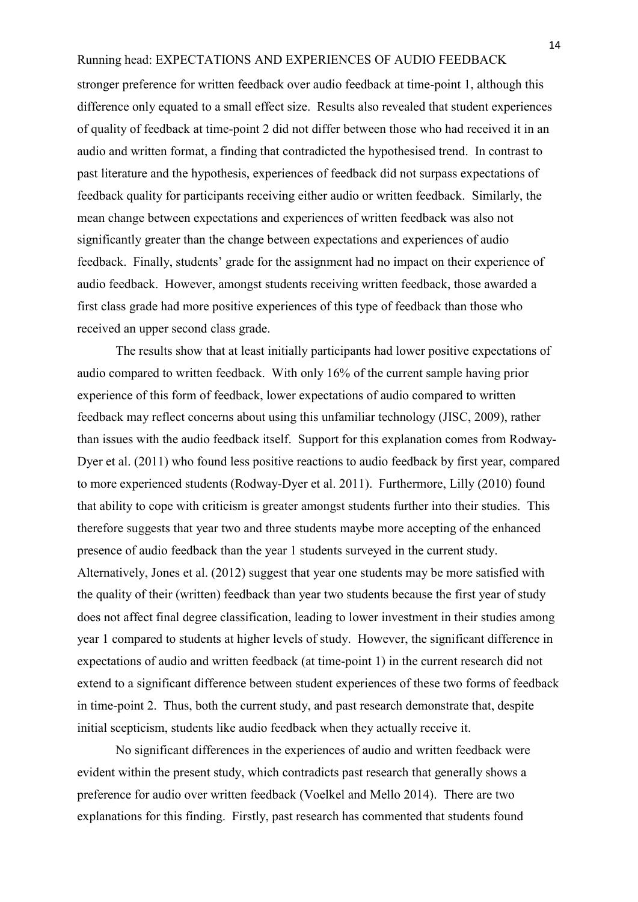stronger preference for written feedback over audio feedback at time-point 1, although this difference only equated to a small effect size. Results also revealed that student experiences of quality of feedback at time-point 2 did not differ between those who had received it in an audio and written format, a finding that contradicted the hypothesised trend. In contrast to past literature and the hypothesis, experiences of feedback did not surpass expectations of feedback quality for participants receiving either audio or written feedback. Similarly, the mean change between expectations and experiences of written feedback was also not significantly greater than the change between expectations and experiences of audio feedback. Finally, students' grade for the assignment had no impact on their experience of audio feedback. However, amongst students receiving written feedback, those awarded a first class grade had more positive experiences of this type of feedback than those who received an upper second class grade.

The results show that at least initially participants had lower positive expectations of audio compared to written feedback. With only 16% of the current sample having prior experience of this form of feedback, lower expectations of audio compared to written feedback may reflect concerns about using this unfamiliar technology (JISC, 2009), rather than issues with the audio feedback itself. Support for this explanation comes from Rodway-Dyer et al. (2011) who found less positive reactions to audio feedback by first year, compared to more experienced students (Rodway-Dyer et al. 2011). Furthermore, Lilly (2010) found that ability to cope with criticism is greater amongst students further into their studies. This therefore suggests that year two and three students maybe more accepting of the enhanced presence of audio feedback than the year 1 students surveyed in the current study. Alternatively, Jones et al. (2012) suggest that year one students may be more satisfied with the quality of their (written) feedback than year two students because the first year of study does not affect final degree classification, leading to lower investment in their studies among year 1 compared to students at higher levels of study. However, the significant difference in expectations of audio and written feedback (at time-point 1) in the current research did not extend to a significant difference between student experiences of these two forms of feedback in time-point 2. Thus, both the current study, and past research demonstrate that, despite initial scepticism, students like audio feedback when they actually receive it.

No significant differences in the experiences of audio and written feedback were evident within the present study, which contradicts past research that generally shows a preference for audio over written feedback (Voelkel and Mello 2014). There are two explanations for this finding. Firstly, past research has commented that students found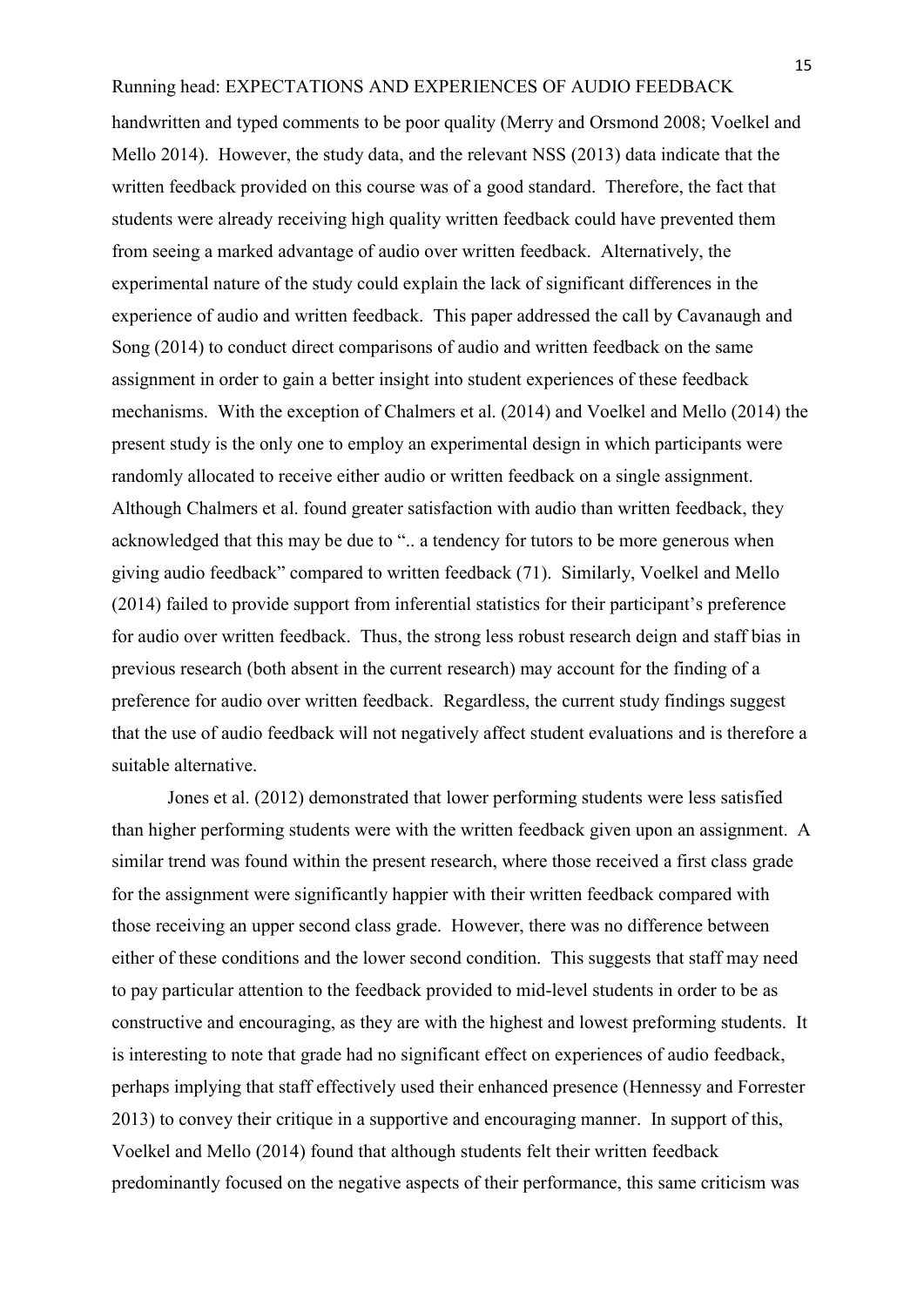handwritten and typed comments to be poor quality (Merry and Orsmond 2008; Voelkel and Mello 2014). However, the study data, and the relevant NSS (2013) data indicate that the written feedback provided on this course was of a good standard. Therefore, the fact that students were already receiving high quality written feedback could have prevented them from seeing a marked advantage of audio over written feedback. Alternatively, the experimental nature of the study could explain the lack of significant differences in the experience of audio and written feedback. This paper addressed the call by Cavanaugh and Song (2014) to conduct direct comparisons of audio and written feedback on the same assignment in order to gain a better insight into student experiences of these feedback mechanisms. With the exception of Chalmers et al. (2014) and Voelkel and Mello (2014) the present study is the only one to employ an experimental design in which participants were randomly allocated to receive either audio or written feedback on a single assignment. Although Chalmers et al. found greater satisfaction with audio than written feedback, they acknowledged that this may be due to ".. a tendency for tutors to be more generous when giving audio feedback" compared to written feedback (71). Similarly, Voelkel and Mello (2014) failed to provide support from inferential statistics for their participant's preference for audio over written feedback. Thus, the strong less robust research deign and staff bias in previous research (both absent in the current research) may account for the finding of a preference for audio over written feedback. Regardless, the current study findings suggest that the use of audio feedback will not negatively affect student evaluations and is therefore a suitable alternative.

Jones et al. (2012) demonstrated that lower performing students were less satisfied than higher performing students were with the written feedback given upon an assignment. A similar trend was found within the present research, where those received a first class grade for the assignment were significantly happier with their written feedback compared with those receiving an upper second class grade. However, there was no difference between either of these conditions and the lower second condition. This suggests that staff may need to pay particular attention to the feedback provided to mid-level students in order to be as constructive and encouraging, as they are with the highest and lowest preforming students. It is interesting to note that grade had no significant effect on experiences of audio feedback, perhaps implying that staff effectively used their enhanced presence (Hennessy and Forrester 2013) to convey their critique in a supportive and encouraging manner. In support of this, Voelkel and Mello (2014) found that although students felt their written feedback predominantly focused on the negative aspects of their performance, this same criticism was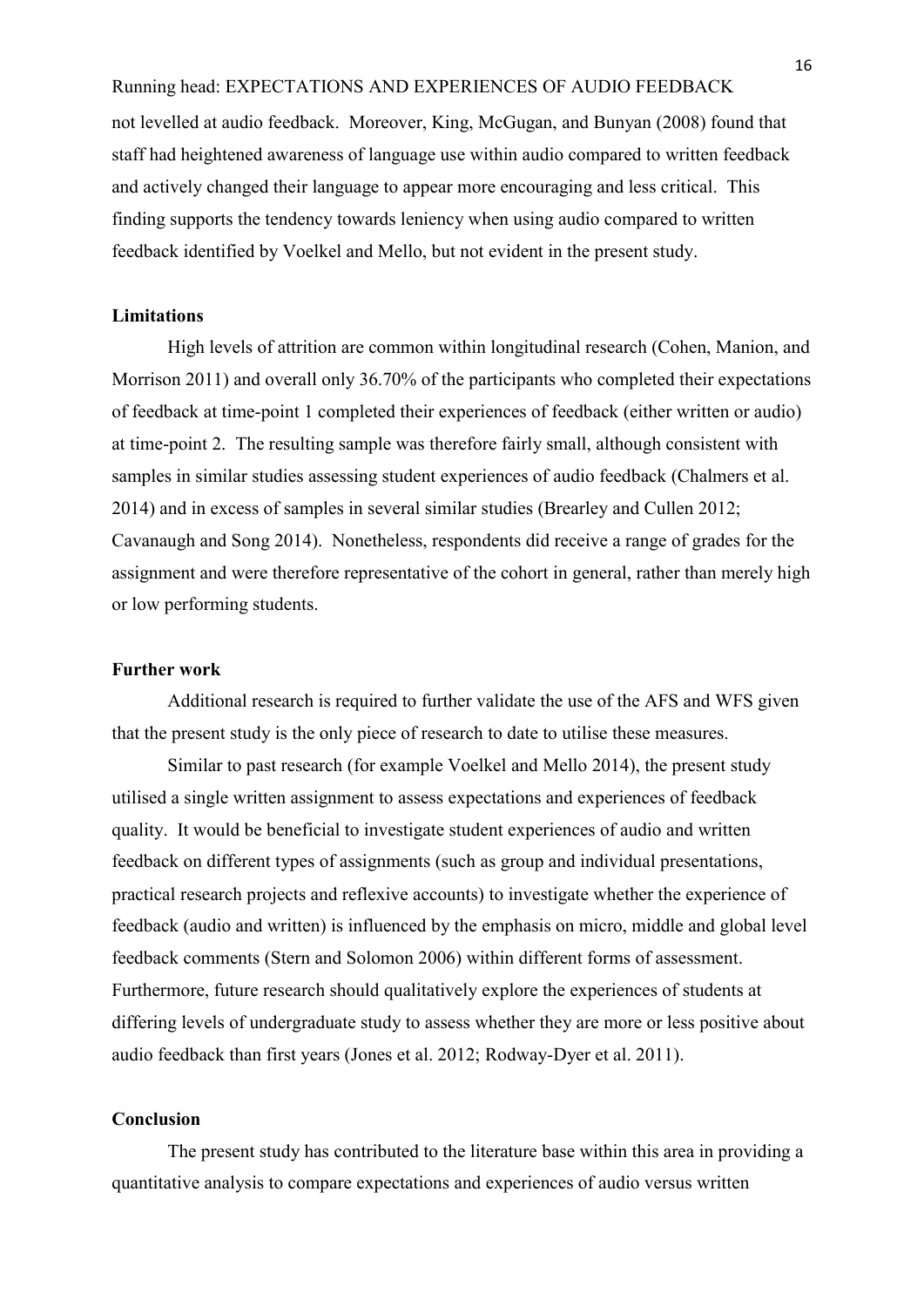not levelled at audio feedback. Moreover, King, McGugan, and Bunyan (2008) found that staff had heightened awareness of language use within audio compared to written feedback and actively changed their language to appear more encouraging and less critical. This finding supports the tendency towards leniency when using audio compared to written feedback identified by Voelkel and Mello, but not evident in the present study.

## Limitations

High levels of attrition are common within longitudinal research (Cohen, Manion, and Morrison 2011) and overall only 36.70% of the participants who completed their expectations of feedback at time-point 1 completed their experiences of feedback (either written or audio) at time-point 2. The resulting sample was therefore fairly small, although consistent with samples in similar studies assessing student experiences of audio feedback (Chalmers et al. 2014) and in excess of samples in several similar studies (Brearley and Cullen 2012; Cavanaugh and Song 2014). Nonetheless, respondents did receive a range of grades for the assignment and were therefore representative of the cohort in general, rather than merely high or low performing students.

## Further work

Additional research is required to further validate the use of the AFS and WFS given that the present study is the only piece of research to date to utilise these measures.

Similar to past research (for example Voelkel and Mello 2014), the present study utilised a single written assignment to assess expectations and experiences of feedback quality. It would be beneficial to investigate student experiences of audio and written feedback on different types of assignments (such as group and individual presentations, practical research projects and reflexive accounts) to investigate whether the experience of feedback (audio and written) is influenced by the emphasis on micro, middle and global level feedback comments (Stern and Solomon 2006) within different forms of assessment. Furthermore, future research should qualitatively explore the experiences of students at differing levels of undergraduate study to assess whether they are more or less positive about audio feedback than first years (Jones et al. 2012; Rodway-Dyer et al. 2011).

## Conclusion

The present study has contributed to the literature base within this area in providing a quantitative analysis to compare expectations and experiences of audio versus written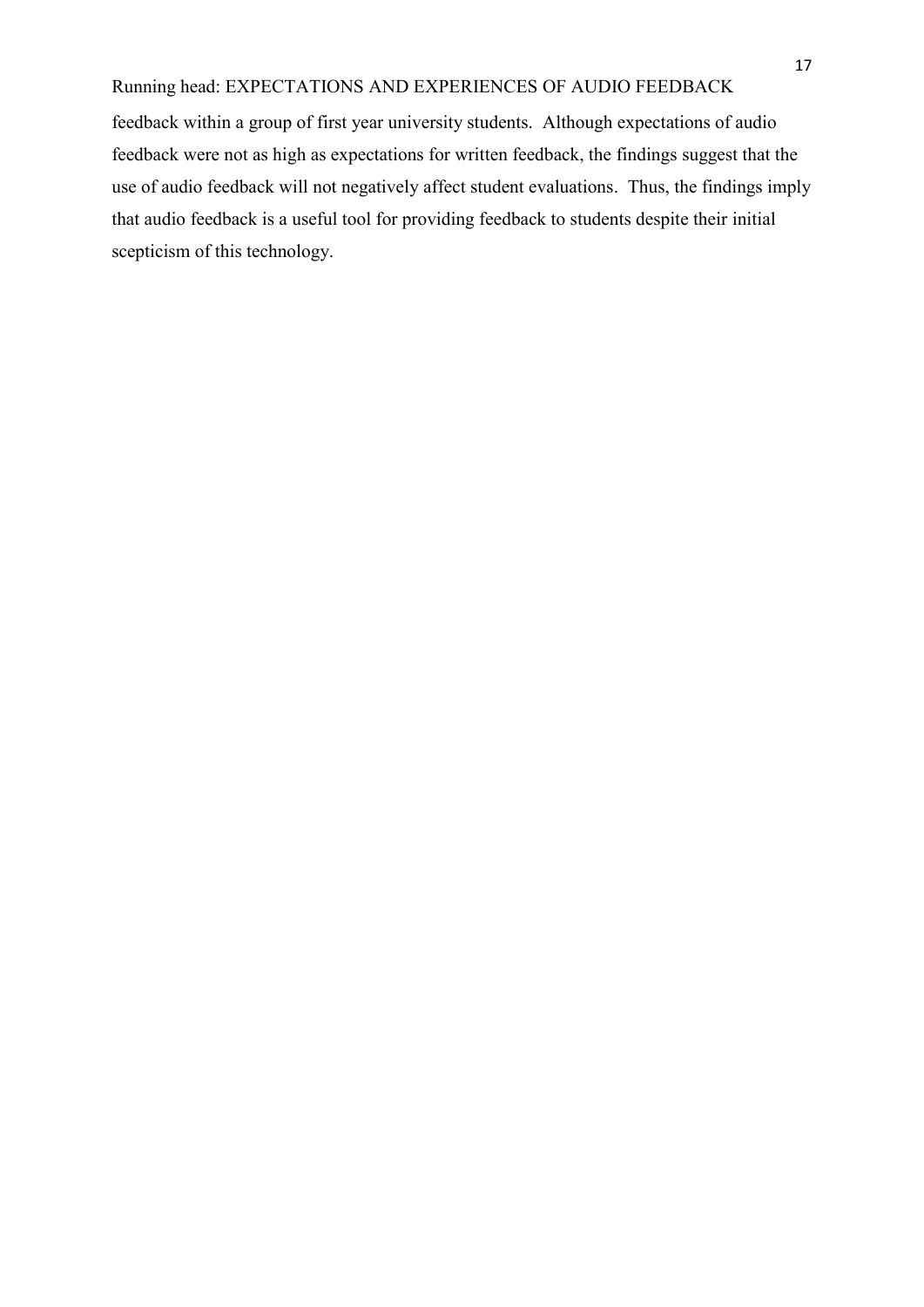feedback within a group of first year university students. Although expectations of audio feedback were not as high as expectations for written feedback, the findings suggest that the use of audio feedback will not negatively affect student evaluations. Thus, the findings imply that audio feedback is a useful tool for providing feedback to students despite their initial scepticism of this technology.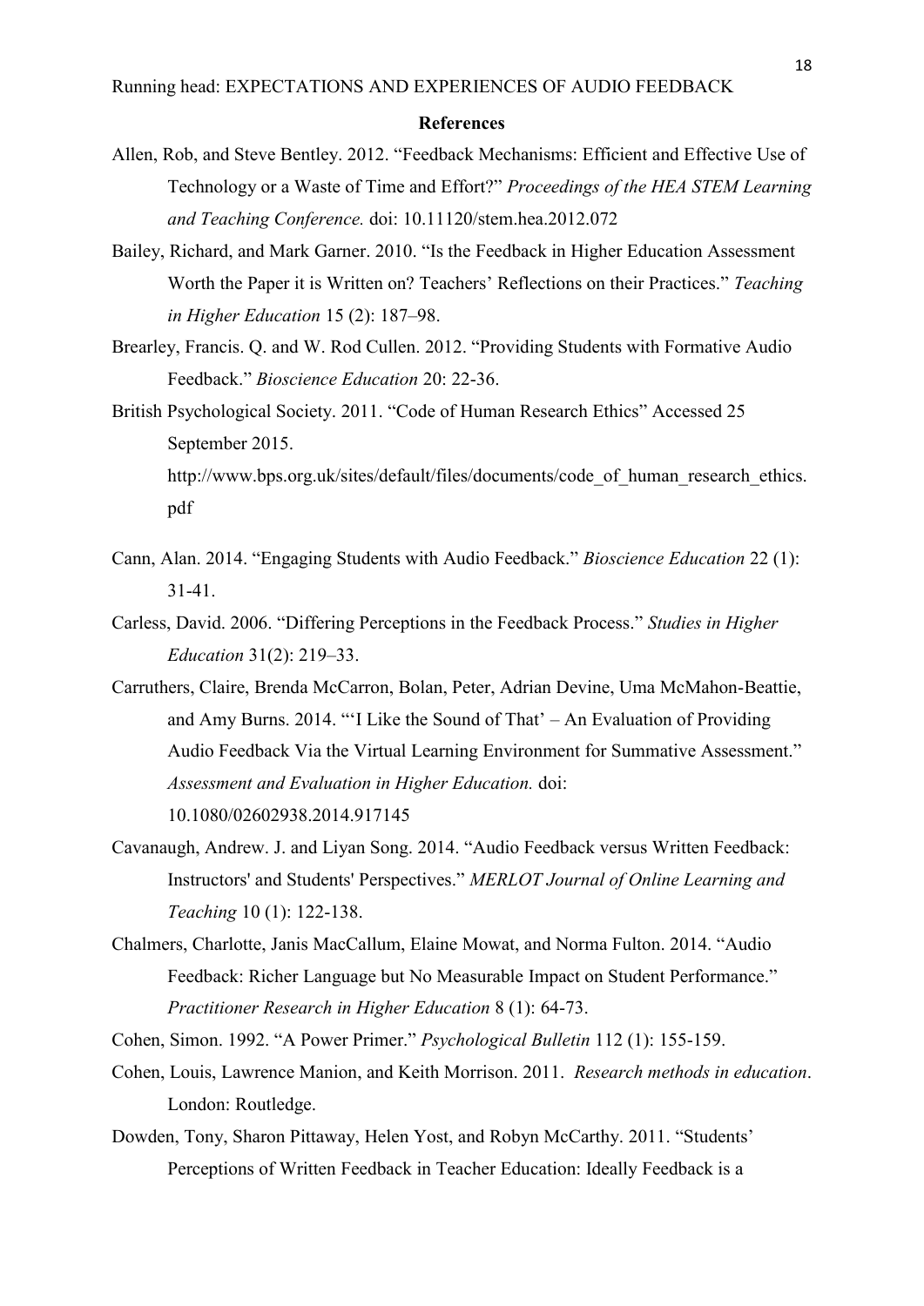**References**

Allen, Rob, and Steve Bentley. 2012. "Feedback Mechanisms: Efficient and Effective Use of Technology or a Waste of Time and Effort?" *Proceedings of the HEA STEM Learning and Teaching Conference.* doi: 10.11120/stem.hea.2012.072

Bailey, Richard, and Mark Garner. 2010. "Is the Feedback in Higher Education Assessment Worth the Paper it is Written on? Teachers' Reflections on their Practices." *Teaching in Higher Education* 15 (2): 187–98.

Brearley, Francis. Q. and W. Rod Cullen. 2012. "Providing Students with Formative Audio Feedback." *Bioscience Education* 20: 22-36.

British Psychological Society. 2011. "Code of Human Research Ethics" Accessed 25 September 2015. http://www.bps.org.uk/sites/default/files/documents/code_of_human_research_ethics.pdf

Cann, Alan. 2014. "Engaging Students with Audio Feedback." *Bioscience Education* 22 (1): 31-41.

Carless, David. 2006. "Differing Perceptions in the Feedback Process." *Studies in Higher Education* 31(2): 219–33.

Carruthers, Claire, Brenda McCarron, Bolan, Peter, Adrian Devine, Uma McMahon-Beattie, and Amy Burns. 2014. "'I Like the Sound of That' – An Evaluation of Providing Audio Feedback Via the Virtual Learning Environment for Summative Assessment." *Assessment and Evaluation in Higher Education.* doi: 10.1080/02602938.2014.917145

Cavanaugh, Andrew. J. and Liyan Song. 2014. "Audio Feedback versus Written Feedback: Instructors' and Students' Perspectives." *MERLOT Journal of Online Learning and Teaching* 10 (1): 122-138.

Chalmers, Charlotte, Janis MacCallum, Elaine Mowat, and Norma Fulton. 2014. "Audio Feedback: Richer Language but No Measurable Impact on Student Performance." *Practitioner Research in Higher Education* 8 (1): 64-73.

Cohen, Simon. 1992. "A Power Primer." *Psychological Bulletin* 112 (1): 155-159.

Cohen, Louis, Lawrence Manion, and Keith Morrison. 2011. *Research methods in education*. London: Routledge.

Dowden, Tony, Sharon Pittaway, Helen Yost, and Robyn McCarthy. 2011. "Students' Perceptions of Written Feedback in Teacher Education: Ideally Feedback is a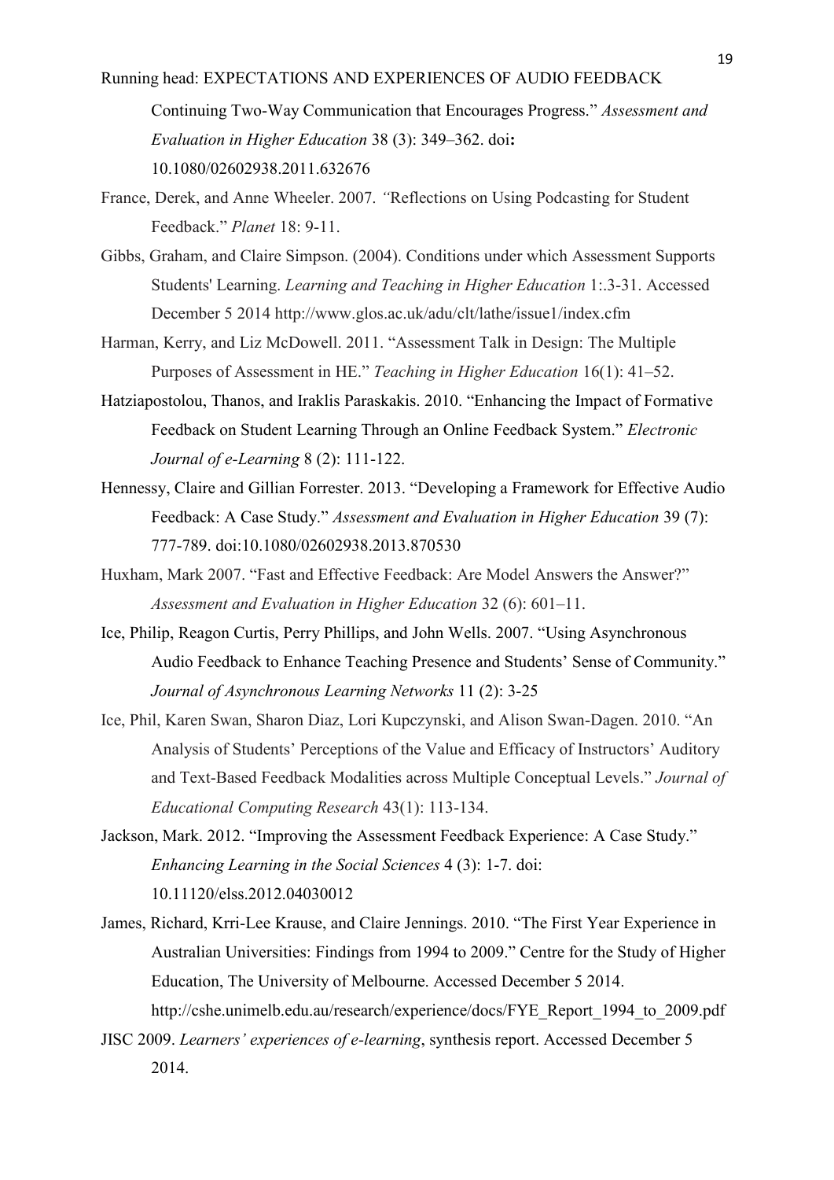Continuing Two-Way Communication that Encourages Progress." *Assessment and Evaluation in Higher Education* 38 (3): 349–362. doi**:** 10.1080/02602938.2011.632676

France, Derek, and Anne Wheeler. 2007. *"*Reflections on Using Podcasting for Student Feedback." *Planet* 18: 9-11.

Gibbs, Graham, and Claire Simpson. (2004). Conditions under which Assessment Supports Students' Learning. *Learning and Teaching in Higher Education* 1:.3-31. Accessed December 5 2014 http://www.glos.ac.uk/adu/clt/lathe/issue1/index.cfm

Harman, Kerry, and Liz McDowell. 2011. "Assessment Talk in Design: The Multiple Purposes of Assessment in HE." *Teaching in Higher Education* 16(1): 41–52.

Hatziapostolou, Thanos, and Iraklis Paraskakis. 2010. "Enhancing the Impact of Formative Feedback on Student Learning Through an Online Feedback System." *Electronic Journal of e-Learning* 8 (2): 111-122.

Hennessy, Claire and Gillian Forrester. 2013. "Developing a Framework for Effective Audio Feedback: A Case Study." *Assessment and Evaluation in Higher Education* 39 (7): 777-789. doi:10.1080/02602938.2013.870530

Huxham, Mark 2007. "Fast and Effective Feedback: Are Model Answers the Answer?" *Assessment and Evaluation in Higher Education* 32 (6): 601–11.

Ice, Philip, Reagon Curtis, Perry Phillips, and John Wells. 2007. "Using Asynchronous Audio Feedback to Enhance Teaching Presence and Students' Sense of Community." *Journal of Asynchronous Learning Networks* 11 (2): 3-25

Ice, Phil, Karen Swan, Sharon Diaz, Lori Kupczynski, and Alison Swan-Dagen. 2010. "An Analysis of Students' Perceptions of the Value and Efficacy of Instructors' Auditory and Text-Based Feedback Modalities across Multiple Conceptual Levels." *Journal of Educational Computing Research* 43(1): 113-134.

Jackson, Mark. 2012. "Improving the Assessment Feedback Experience: A Case Study." *Enhancing Learning in the Social Sciences* 4 (3): 1-7. doi: 10.11120/elss.2012.04030012

James, Richard, Krri-Lee Krause, and Claire Jennings. 2010. "The First Year Experience in Australian Universities: Findings from 1994 to 2009." Centre for the Study of Higher Education, The University of Melbourne. Accessed December 5 2014. http://cshe.unimelb.edu.au/research/experience/docs/FYE_Report_1994_to_2009.pdf

JISC 2009. *Learners' experiences of e-learning*, synthesis report. Accessed December 5 2014.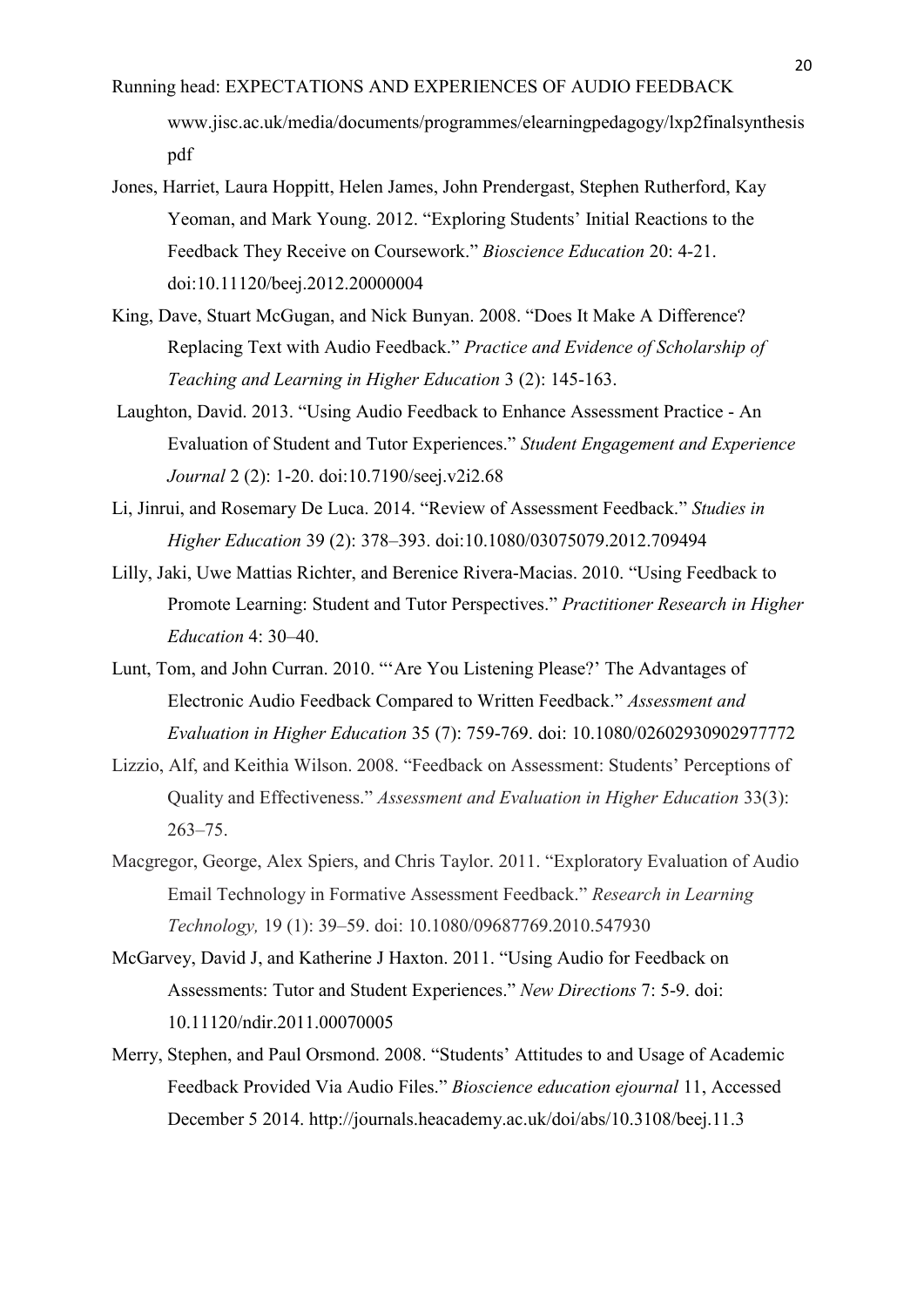www.jisc.ac.uk/media/documents/programmes/elearningpedagogy/lxp2finalsynthesis pdf

Jones, Harriet, Laura Hoppitt, Helen James, John Prendergast, Stephen Rutherford, Kay Yeoman, and Mark Young. 2012. "Exploring Students' Initial Reactions to the Feedback They Receive on Coursework." *Bioscience Education* 20: 4-21. doi:10.11120/beej.2012.20000004

King, Dave, Stuart McGugan, and Nick Bunyan. 2008. "Does It Make A Difference? Replacing Text with Audio Feedback." *Practice and Evidence of Scholarship of Teaching and Learning in Higher Education* 3 (2): 145-163.

Laughton, David. 2013. "Using Audio Feedback to Enhance Assessment Practice - An Evaluation of Student and Tutor Experiences." *Student Engagement and Experience Journal* 2 (2): 1-20. doi:10.7190/seej.v2i2.68

Li, Jinrui, and Rosemary De Luca. 2014. "Review of Assessment Feedback." *Studies in Higher Education* 39 (2): 378–393. doi:10.1080/03075079.2012.709494

Lilly, Jaki, Uwe Mattias Richter, and Berenice Rivera-Macias. 2010. "Using Feedback to Promote Learning: Student and Tutor Perspectives." *Practitioner Research in Higher Education* 4: 30–40.

Lunt, Tom, and John Curran. 2010. "'Are You Listening Please?' The Advantages of Electronic Audio Feedback Compared to Written Feedback." *Assessment and Evaluation in Higher Education* 35 (7): 759-769. doi: 10.1080/02602930902977772

Lizzio, Alf, and Keithia Wilson. 2008. "Feedback on Assessment: Students' Perceptions of Quality and Effectiveness." *Assessment and Evaluation in Higher Education* 33(3): 263–75.

Macgregor, George, Alex Spiers, and Chris Taylor. 2011. "Exploratory Evaluation of Audio Email Technology in Formative Assessment Feedback." *Research in Learning Technology,* 19 (1): 39–59. doi: 10.1080/09687769.2010.547930

McGarvey, David J, and Katherine J Haxton. 2011. "Using Audio for Feedback on Assessments: Tutor and Student Experiences." *New Directions* 7: 5-9. doi: 10.11120/ndir.2011.00070005

Merry, Stephen, and Paul Orsmond. 2008. "Students' Attitudes to and Usage of Academic Feedback Provided Via Audio Files." *Bioscience education ejournal* 11, Accessed December 5 2014. http://journals.heacademy.ac.uk/doi/abs/10.3108/beej.11.3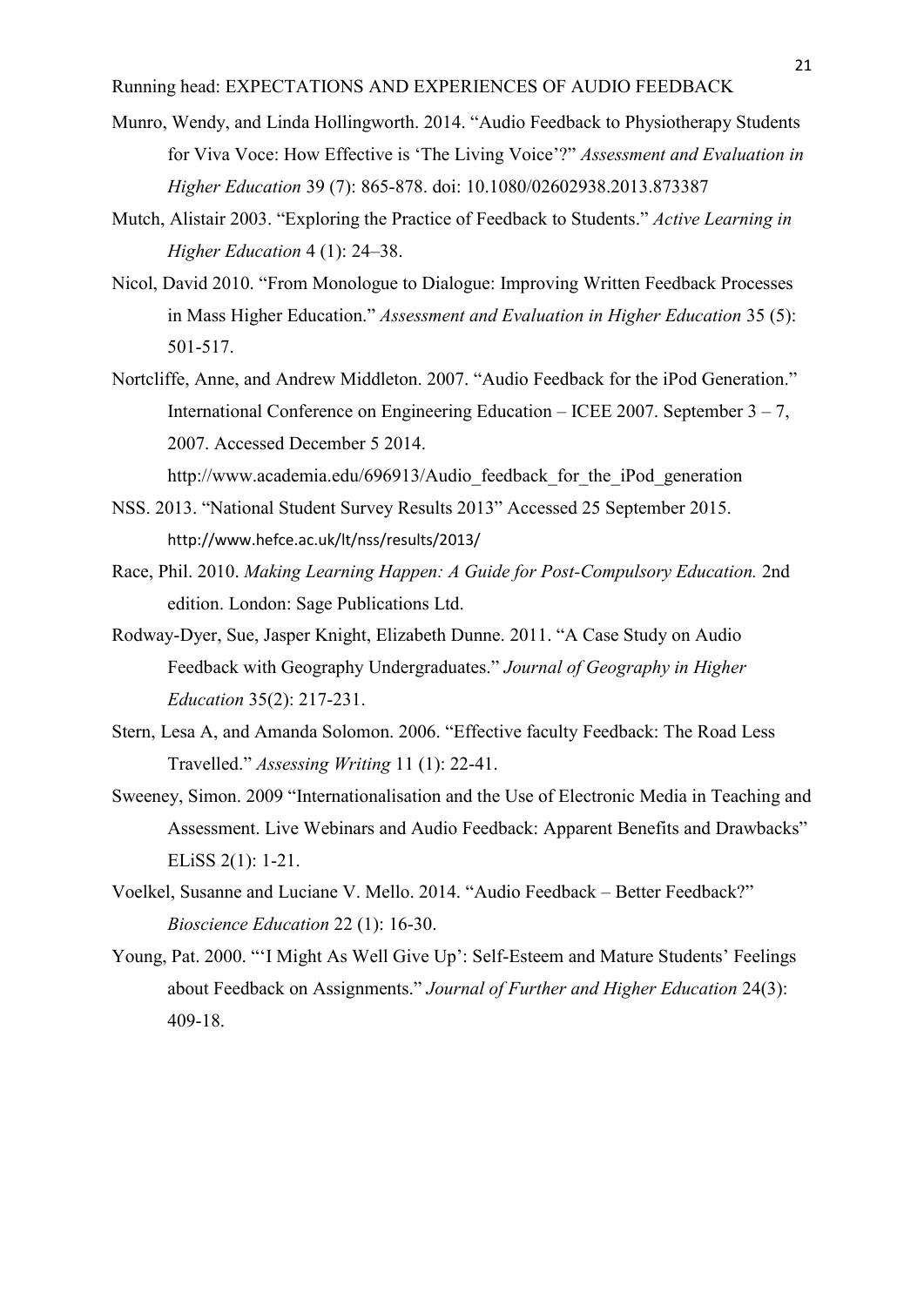Munro, Wendy, and Linda Hollingworth. 2014. "Audio Feedback to Physiotherapy Students for Viva Voce: How Effective is 'The Living Voice'?" *Assessment and Evaluation in Higher Education* 39 (7): 865-878. doi: 10.1080/02602938.2013.873387

Mutch, Alistair 2003. "Exploring the Practice of Feedback to Students." *Active Learning in Higher Education* 4 (1): 24–38.

Nicol, David 2010. "From Monologue to Dialogue: Improving Written Feedback Processes in Mass Higher Education." *Assessment and Evaluation in Higher Education* 35 (5): 501-517.

Nortcliffe, Anne, and Andrew Middleton. 2007. "Audio Feedback for the iPod Generation." International Conference on Engineering Education – ICEE 2007. September 3 – 7, 2007. Accessed December 5 2014. http://www.academia.edu/696913/Audio_feedback_for_the_iPod_generation

NSS. 2013. "National Student Survey Results 2013" Accessed 25 September 2015. http://www.hefce.ac.uk/lt/nss/results/2013/

Race, Phil. 2010. *Making Learning Happen: A Guide for Post-Compulsory Education.* 2nd edition. London: Sage Publications Ltd.

Rodway-Dyer, Sue, Jasper Knight, Elizabeth Dunne. 2011. "A Case Study on Audio Feedback with Geography Undergraduates." *Journal of Geography in Higher Education* 35(2): 217-231.

Stern, Lesa A, and Amanda Solomon. 2006. "Effective faculty Feedback: The Road Less Travelled." *Assessing Writing* 11 (1): 22-41.

Sweeney, Simon. 2009 "Internationalisation and the Use of Electronic Media in Teaching and Assessment. Live Webinars and Audio Feedback: Apparent Benefits and Drawbacks" ELiSS 2(1): 1-21.

Voelkel, Susanne and Luciane V. Mello. 2014. "Audio Feedback – Better Feedback?" *Bioscience Education* 22 (1): 16-30.

Young, Pat. 2000. "'I Might As Well Give Up': Self-Esteem and Mature Students' Feelings about Feedback on Assignments." *Journal of Further and Higher Education* 24(3): 409-18.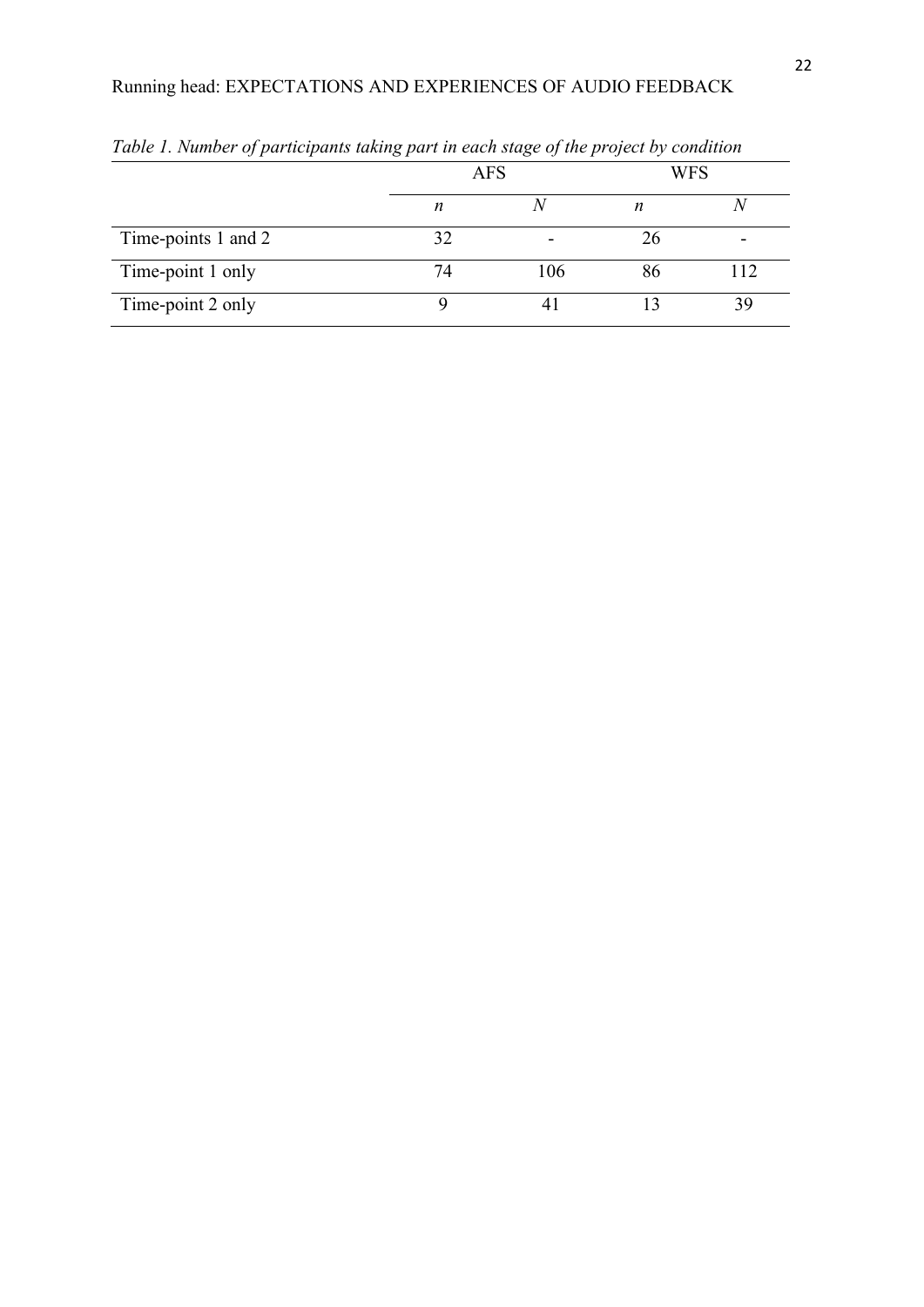*Table 1. Number of participants taking part in each stage of the project by condition*

| | AFS | | WFS | |
|---|---|---|---|---|
| | *n* | *N* | *n* | *N* |
| Time-points 1 and 2 | 32 | - | 26 | - |
| Time-point 1 only | 74 | 106 | 86 | 112 |
| Time-point 2 only | 9 | 41 | 13 | 39 |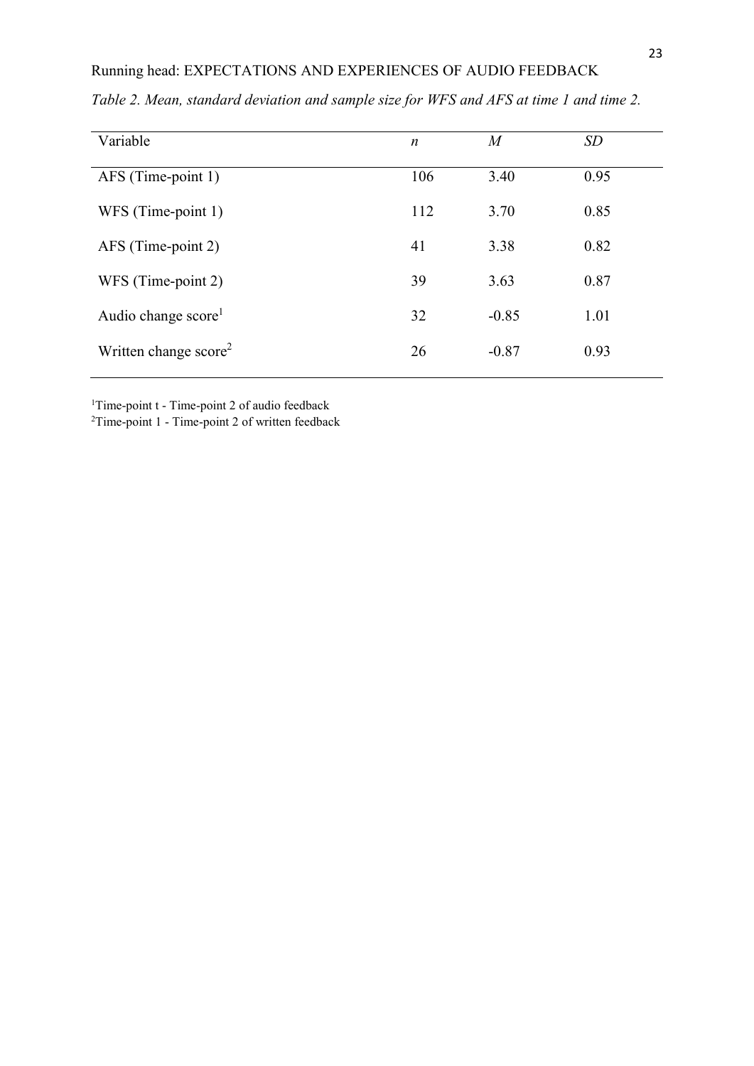*Table 2. Mean, standard deviation and sample size for WFS and AFS at time 1 and time 2.*

| Variable | *n* | *M* | *SD* |
|---|---|---|---|
| AFS (Time-point 1) | 106 | 3.40 | 0.95 |
| WFS (Time-point 1) | 112 | 3.70 | 0.85 |
| AFS (Time-point 2) | 41 | 3.38 | 0.82 |
| WFS (Time-point 2) | 39 | 3.63 | 0.87 |
| Audio change score[1] | 32 | -0.85 | 1.01 |
| Written change score[2] | 26 | -0.87 | 0.93 |

[1]Time-point t - Time-point 2 of audio feedback

[2]Time-point 1 - Time-point 2 of written feedback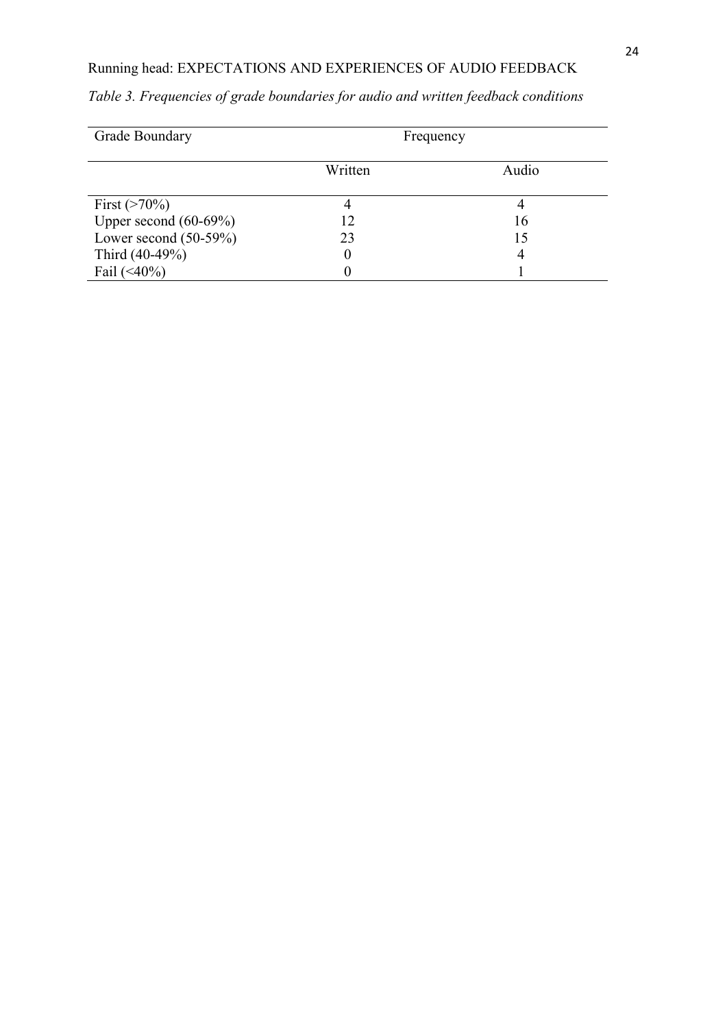*Table 3. Frequencies of grade boundaries for audio and written feedback conditions*

| Grade Boundary | Frequency | |
|---|---|---|
| | Written | Audio |
| First (>70%) | 4 | 4 |
| Upper second (60-69%) | 12 | 16 |
| Lower second (50-59%) | 23 | 15 |
| Third (40-49%) | 0 | 4 |
| Fail (<40%) | 0 | 1 |